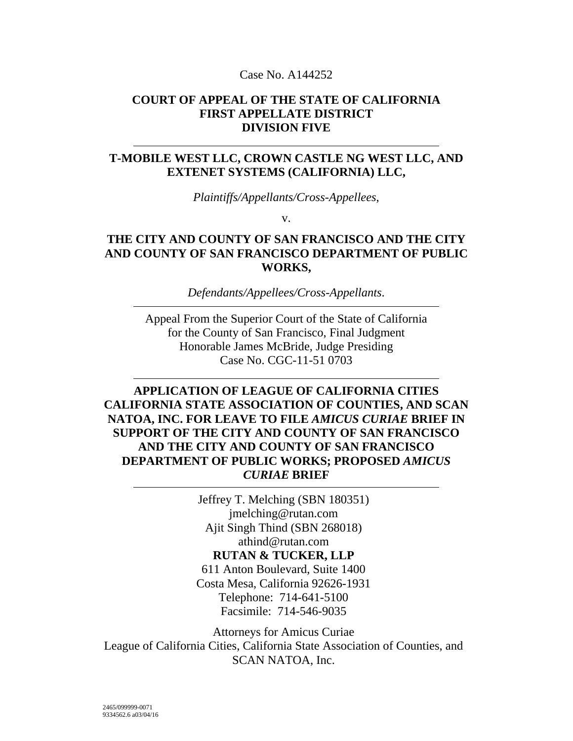Case No. A144252

**COURT OF APPEAL OF THE STATE OF CALIFORNIA**
**FIRST APPELLATE DISTRICT**
**DIVISION FIVE**

---

**T-MOBILE WEST LLC, CROWN CASTLE NG WEST LLC, AND EXTENET SYSTEMS (CALIFORNIA) LLC,**

*Plaintiffs/Appellants/Cross-Appellees,*

v.

**THE CITY AND COUNTY OF SAN FRANCISCO AND THE CITY AND COUNTY OF SAN FRANCISCO DEPARTMENT OF PUBLIC WORKS,**

*Defendants/Appellees/Cross-Appellants.*

---

Appeal From the Superior Court of the State of California
for the County of San Francisco, Final Judgment
Honorable James McBride, Judge Presiding
Case No. CGC-11-51 0703

---

**APPLICATION OF LEAGUE OF CALIFORNIA CITIES CALIFORNIA STATE ASSOCIATION OF COUNTIES, AND SCAN NATOA, INC. FOR LEAVE TO FILE *AMICUS CURIAE* BRIEF IN SUPPORT OF THE CITY AND COUNTY OF SAN FRANCISCO AND THE CITY AND COUNTY OF SAN FRANCISCO DEPARTMENT OF PUBLIC WORKS; PROPOSED *AMICUS CURIAE* BRIEF**

---

Jeffrey T. Melching (SBN 180351)
jmelching@rutan.com
Ajit Singh Thind (SBN 268018)
athind@rutan.com
**RUTAN & TUCKER, LLP**
611 Anton Boulevard, Suite 1400
Costa Mesa, California 92626-1931
Telephone: 714-641-5100
Facsimile: 714-546-9035

Attorneys for Amicus Curiae
League of California Cities, California State Association of Counties, and SCAN NATOA, Inc.

2465/099999-0071
9334562.6 a03/04/16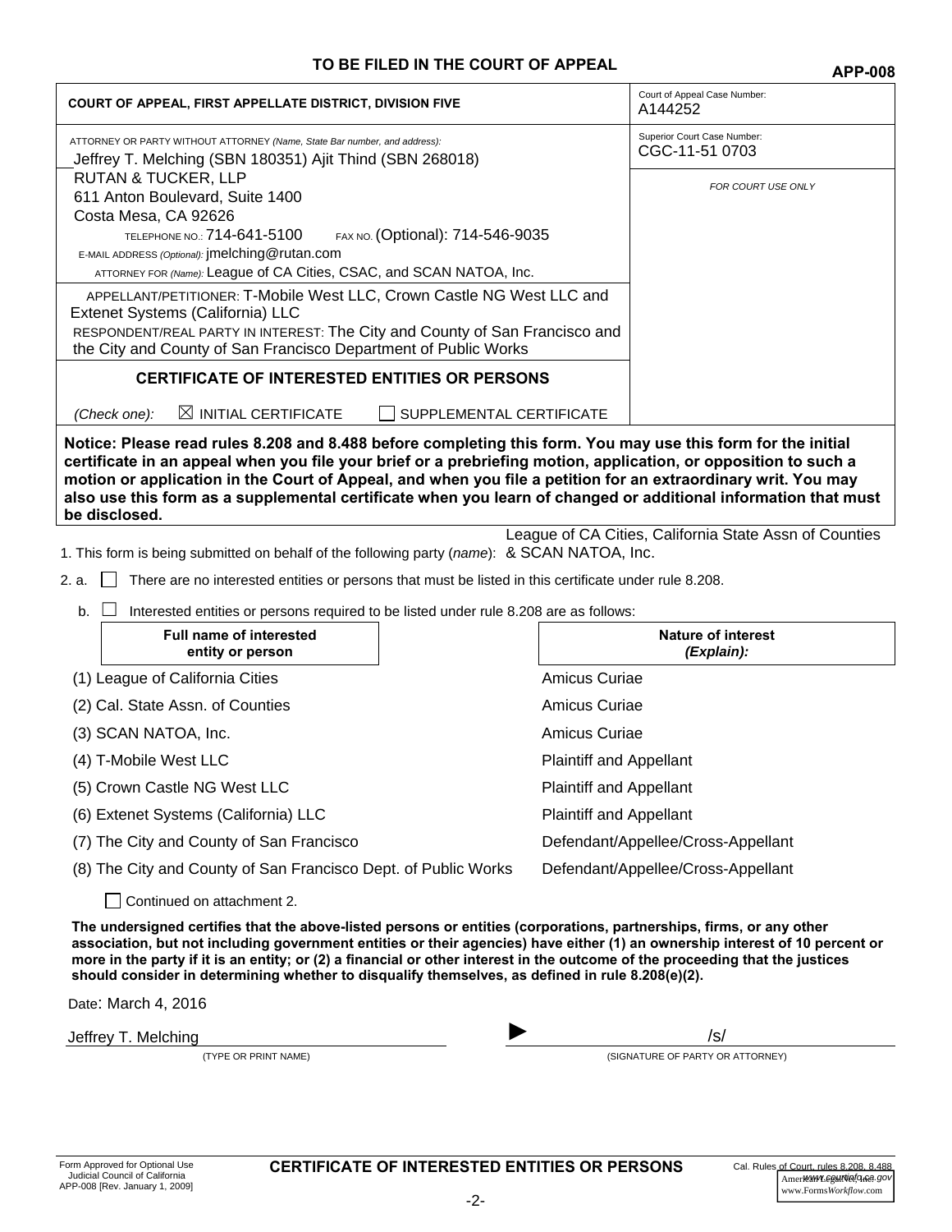**TO BE FILED IN THE COURT OF APPEAL** **APP-008**

| | |
|---|---|
| **COURT OF APPEAL, FIRST APPELLATE DISTRICT, DIVISION FIVE** | Court of Appeal Case Number: A144252 |
| ATTORNEY OR PARTY WITHOUT ATTORNEY *(Name, State Bar number, and address):* Jeffrey T. Melching (SBN 180351) Ajit Thind (SBN 268018) RUTAN & TUCKER, LLP 611 Anton Boulevard, Suite 1400 Costa Mesa, CA 92626 TELEPHONE NO.: 714-641-5100 FAX NO. (Optional): 714-546-9035 E-MAIL ADDRESS *(Optional):* jmelching@rutan.com ATTORNEY FOR *(Name):* League of CA Cities, CSAC, and SCAN NATOA, Inc. | Superior Court Case Number: CGC-11-51 0703 |
| APPELLANT/PETITIONER: T-Mobile West LLC, Crown Castle NG West LLC and Extenet Systems (California) LLC RESPONDENT/REAL PARTY IN INTEREST: The City and County of San Francisco and the City and County of San Francisco Department of Public Works | *FOR COURT USE ONLY* |

**CERTIFICATE OF INTERESTED ENTITIES OR PERSONS**

*(Check one):* ☒ INITIAL CERTIFICATE ☐ SUPPLEMENTAL CERTIFICATE

**Notice: Please read rules 8.208 and 8.488 before completing this form. You may use this form for the initial certificate in an appeal when you file your brief or a prebriefing motion, application, or opposition to such a motion or application in the Court of Appeal, and when you file a petition for an extraordinary writ. You may also use this form as a supplemental certificate when you learn of changed or additional information that must be disclosed.**

1. This form is being submitted on behalf of the following party (*name*): League of CA Cities, California State Assn of Counties & SCAN NATOA, Inc.

2. a. ☐ There are no interested entities or persons that must be listed in this certificate under rule 8.208.

   b. ☐ Interested entities or persons required to be listed under rule 8.208 are as follows:

| **Full name of interested entity or person** | **Nature of interest *(Explain):*** |
|---|---|
| (1) League of California Cities | Amicus Curiae |
| (2) Cal. State Assn. of Counties | Amicus Curiae |
| (3) SCAN NATOA, Inc. | Amicus Curiae |
| (4) T-Mobile West LLC | Plaintiff and Appellant |
| (5) Crown Castle NG West LLC | Plaintiff and Appellant |
| (6) Extenet Systems (California) LLC | Plaintiff and Appellant |
| (7) The City and County of San Francisco | Defendant/Appellee/Cross-Appellant |
| (8) The City and County of San Francisco Dept. of Public Works | Defendant/Appellee/Cross-Appellant |

☐ Continued on attachment 2.

**The undersigned certifies that the above-listed persons or entities (corporations, partnerships, firms, or any other association, but not including government entities or their agencies) have either (1) an ownership interest of 10 percent or more in the party if it is an entity; or (2) a financial or other interest in the outcome of the proceeding that the justices should consider in determining whether to disqualify themselves, as defined in rule 8.208(e)(2).**

Date: March 4, 2016

Jeffrey T. Melching
(TYPE OR PRINT NAME)

► /s/
(SIGNATURE OF PARTY OR ATTORNEY)

Form Approved for Optional Use Judicial Council of California APP-008 [Rev. January 1, 2009]

**CERTIFICATE OF INTERESTED ENTITIES OR PERSONS**

Cal. Rules of Court, rules 8.208, 8.488 www.courtinfo.ca.gov

American LegalNet, Inc. www.FormsWorkflow.com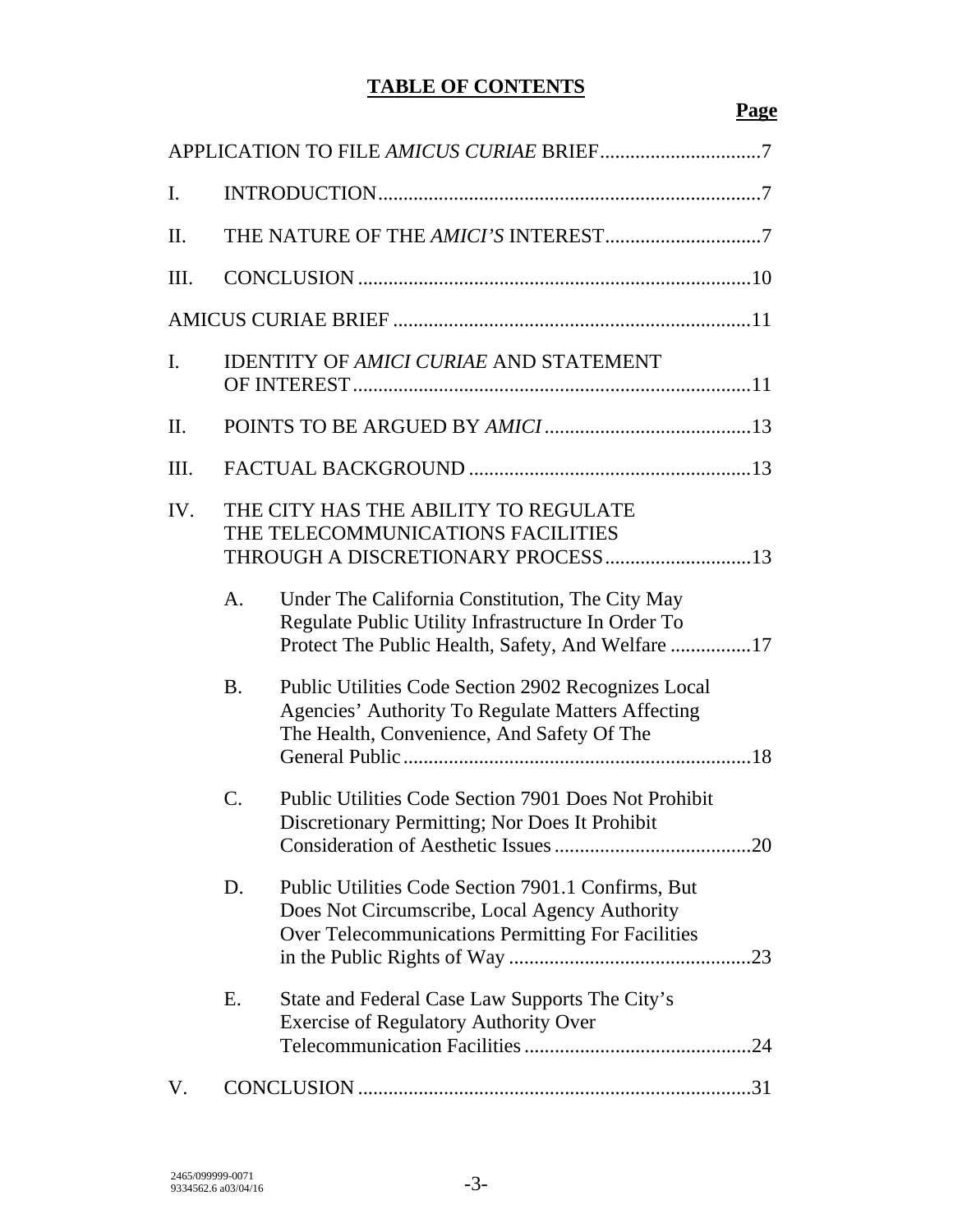# TABLE OF CONTENTS

| | | | Page |
|---|---|---|---|
| APPLICATION TO FILE *AMICUS CURIAE* BRIEF | | | 7 |
| I. | INTRODUCTION | | 7 |
| II. | THE NATURE OF THE *AMICI'S* INTEREST | | 7 |
| III. | CONCLUSION | | 10 |
| AMICUS CURIAE BRIEF | | | 11 |
| I. | IDENTITY OF *AMICI CURIAE* AND STATEMENT OF INTEREST | | 11 |
| II. | POINTS TO BE ARGUED BY *AMICI* | | 13 |
| III. | FACTUAL BACKGROUND | | 13 |
| IV. | THE CITY HAS THE ABILITY TO REGULATE THE TELECOMMUNICATIONS FACILITIES THROUGH A DISCRETIONARY PROCESS | | 13 |
| | A. | Under The California Constitution, The City May Regulate Public Utility Infrastructure In Order To Protect The Public Health, Safety, And Welfare | 17 |
| | B. | Public Utilities Code Section 2902 Recognizes Local Agencies' Authority To Regulate Matters Affecting The Health, Convenience, And Safety Of The General Public | 18 |
| | C. | Public Utilities Code Section 7901 Does Not Prohibit Discretionary Permitting; Nor Does It Prohibit Consideration of Aesthetic Issues | 20 |
| | D. | Public Utilities Code Section 7901.1 Confirms, But Does Not Circumscribe, Local Agency Authority Over Telecommunications Permitting For Facilities in the Public Rights of Way | 23 |
| | E. | State and Federal Case Law Supports The City's Exercise of Regulatory Authority Over Telecommunication Facilities | 24 |
| V. | CONCLUSION | | 31 |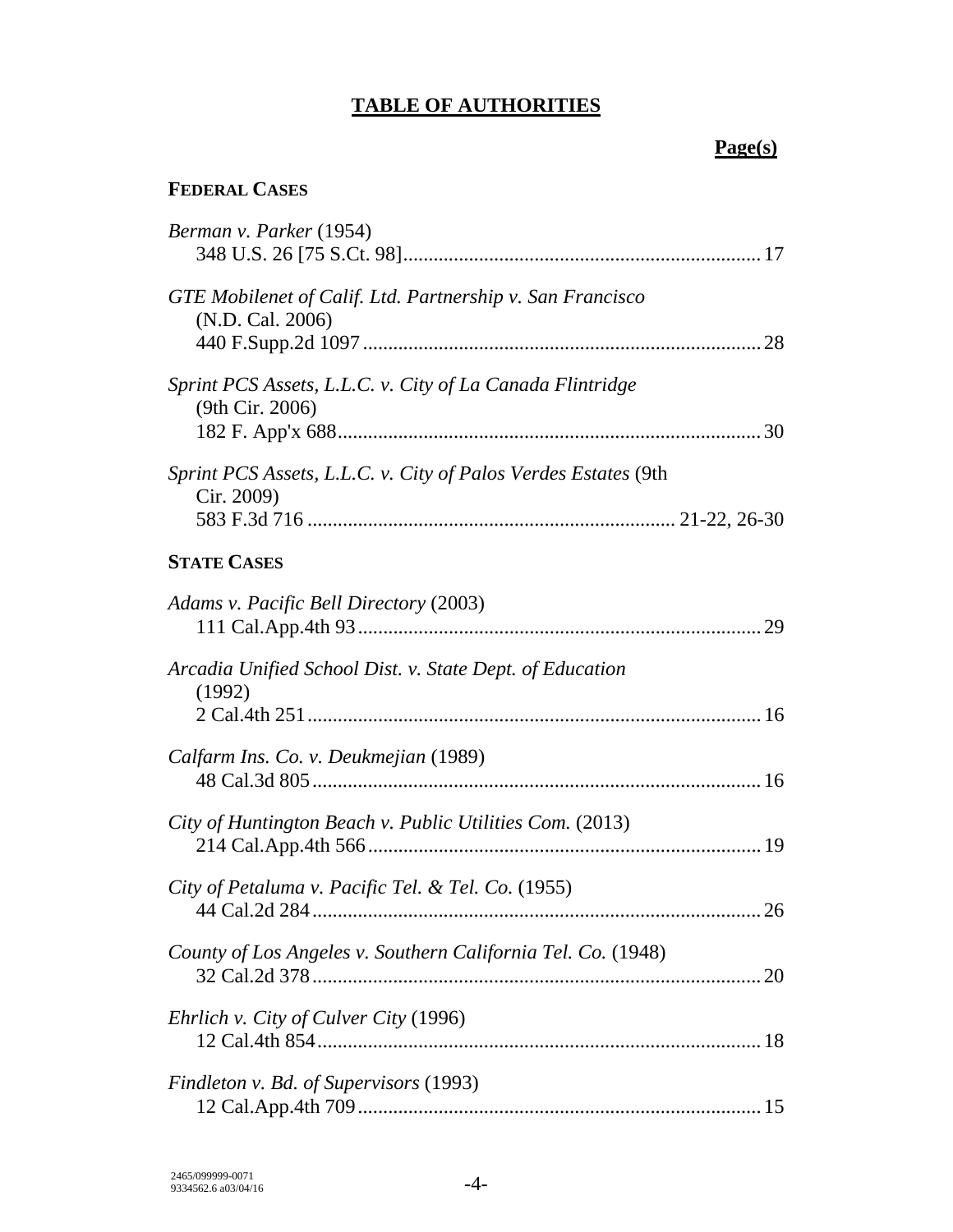# TABLE OF AUTHORITIES

**Page(s)**

**FEDERAL CASES**

*Berman v. Parker* (1954)
348 U.S. 26 [75 S.Ct. 98] ..... 17

*GTE Mobilenet of Calif. Ltd. Partnership v. San Francisco* (N.D. Cal. 2006)
440 F.Supp.2d 1097 ..... 28

*Sprint PCS Assets, L.L.C. v. City of La Canada Flintridge* (9th Cir. 2006)
182 F. App'x 688 ..... 30

*Sprint PCS Assets, L.L.C. v. City of Palos Verdes Estates* (9th Cir. 2009)
583 F.3d 716 ..... 21-22, 26-30

**STATE CASES**

*Adams v. Pacific Bell Directory* (2003)
111 Cal.App.4th 93 ..... 29

*Arcadia Unified School Dist. v. State Dept. of Education* (1992)
2 Cal.4th 251 ..... 16

*Calfarm Ins. Co. v. Deukmejian* (1989)
48 Cal.3d 805 ..... 16

*City of Huntington Beach v. Public Utilities Com.* (2013)
214 Cal.App.4th 566 ..... 19

*City of Petaluma v. Pacific Tel. & Tel. Co.* (1955)
44 Cal.2d 284 ..... 26

*County of Los Angeles v. Southern California Tel. Co.* (1948)
32 Cal.2d 378 ..... 20

*Ehrlich v. City of Culver City* (1996)
12 Cal.4th 854 ..... 18

*Findleton v. Bd. of Supervisors* (1993)
12 Cal.App.4th 709 ..... 15

2465/099999-0071
9334562.6 a03/04/16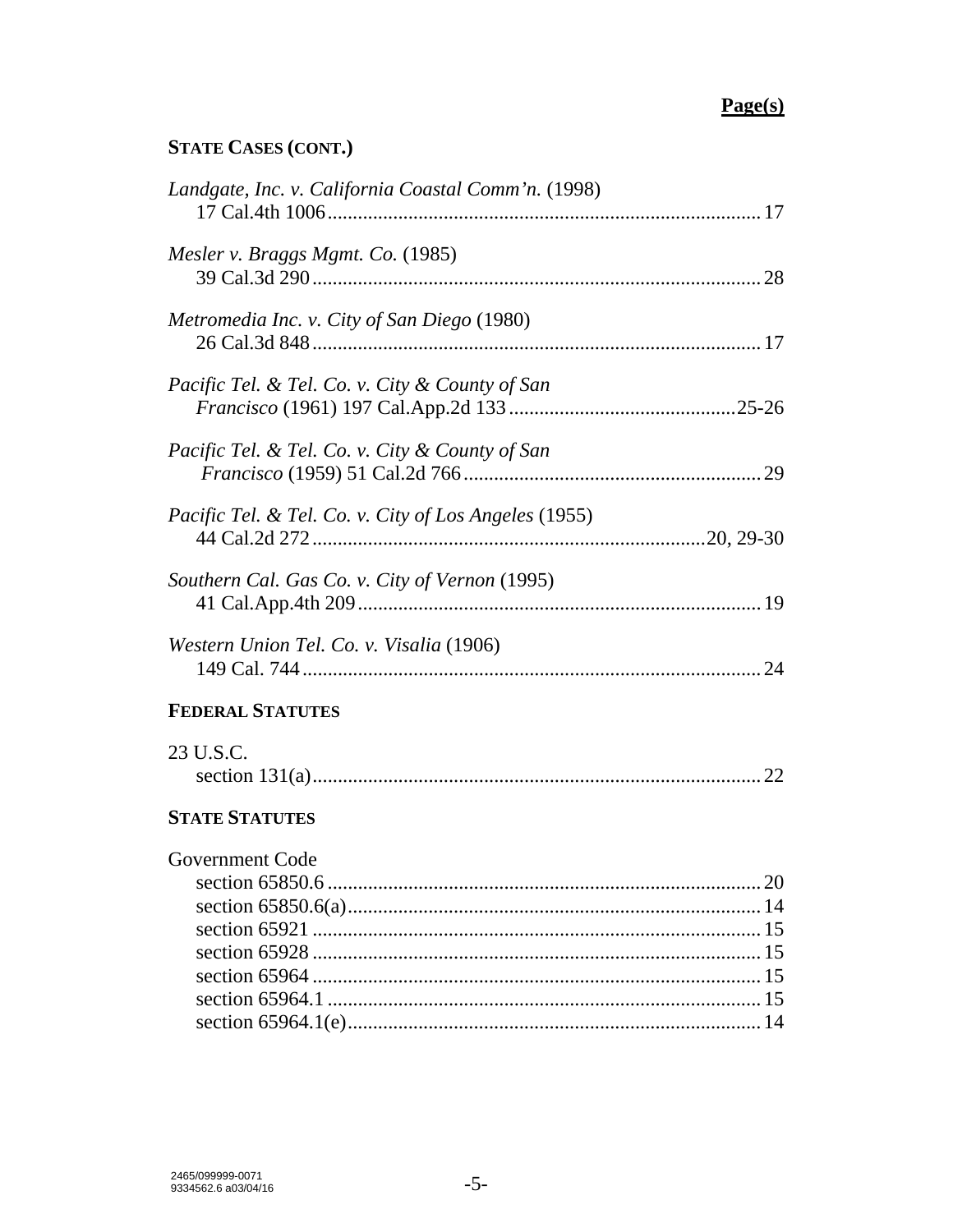**Page(s)**

**STATE CASES (CONT.)**

*Landgate, Inc. v. California Coastal Comm'n.* (1998)
17 Cal.4th 1006 ........ 17

*Mesler v. Braggs Mgmt. Co.* (1985)
39 Cal.3d 290 ........ 28

*Metromedia Inc. v. City of San Diego* (1980)
26 Cal.3d 848 ........ 17

*Pacific Tel. & Tel. Co. v. City & County of San Francisco* (1961) 197 Cal.App.2d 133 ........ 25-26

*Pacific Tel. & Tel. Co. v. City & County of San Francisco* (1959) 51 Cal.2d 766 ........ 29

*Pacific Tel. & Tel. Co. v. City of Los Angeles* (1955)
44 Cal.2d 272 ........ 20, 29-30

*Southern Cal. Gas Co. v. City of Vernon* (1995)
41 Cal.App.4th 209 ........ 19

*Western Union Tel. Co. v. Visalia* (1906)
149 Cal. 744 ........ 24

**FEDERAL STATUTES**

23 U.S.C.
section 131(a) ........ 22

**STATE STATUTES**

Government Code
section 65850.6 ........ 20
section 65850.6(a) ........ 14
section 65921 ........ 15
section 65928 ........ 15
section 65964 ........ 15
section 65964.1 ........ 15
section 65964.1(e) ........ 14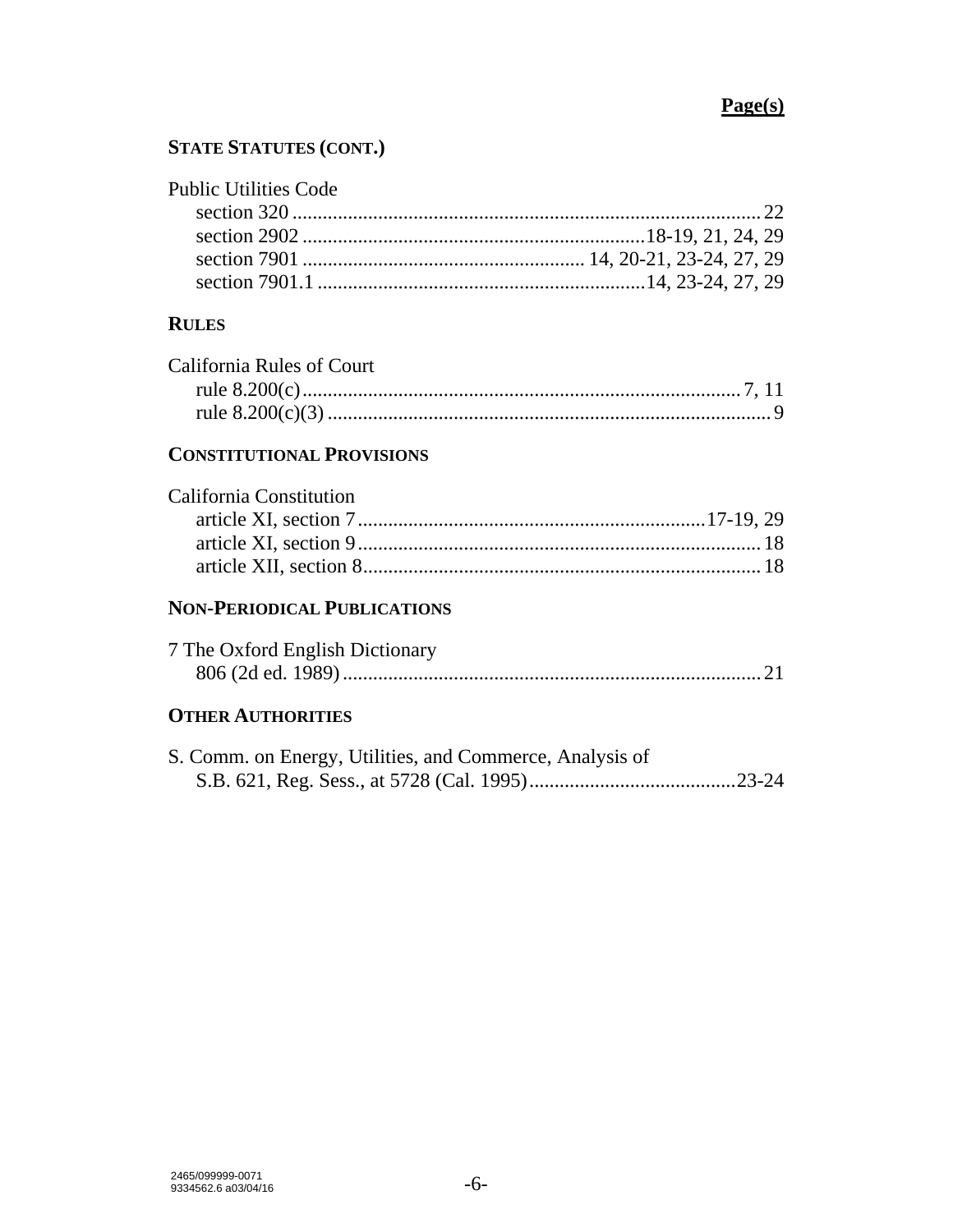**Page(s)**

**STATE STATUTES (CONT.)**

Public Utilities Code
  section 320 .......................................................................................... 22
  section 2902 ..................................................................18-19, 21, 24, 29
  section 7901 ....................................................... 14, 20-21, 23-24, 27, 29
  section 7901.1 ................................................................14, 23-24, 27, 29

**RULES**

California Rules of Court
  rule 8.200(c)..................................................................................... 7, 11
  rule 8.200(c)(3) ....................................................................................... 9

**CONSTITUTIONAL PROVISIONS**

California Constitution
  article XI, section 7 ...................................................................17-19, 29
  article XI, section 9 ............................................................................... 18
  article XII, section 8.............................................................................. 18

**NON-PERIODICAL PUBLICATIONS**

7 The Oxford English Dictionary
  806 (2d ed. 1989) .................................................................................. 21

**OTHER AUTHORITIES**

S. Comm. on Energy, Utilities, and Commerce, Analysis of
  S.B. 621, Reg. Sess., at 5728 (Cal. 1995).........................................23-24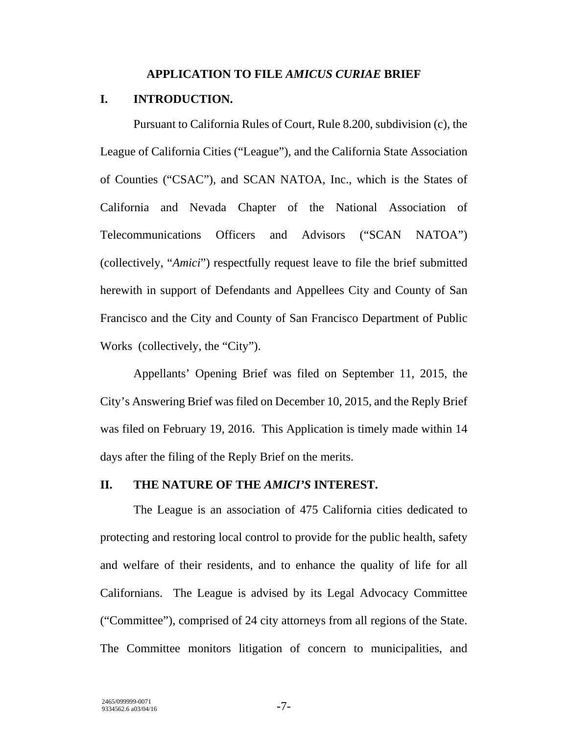## APPLICATION TO FILE *AMICUS CURIAE* BRIEF

### I. INTRODUCTION.

Pursuant to California Rules of Court, Rule 8.200, subdivision (c), the League of California Cities ("League"), and the California State Association of Counties ("CSAC"), and SCAN NATOA, Inc., which is the States of California and Nevada Chapter of the National Association of Telecommunications Officers and Advisors ("SCAN NATOA") (collectively, "*Amici*") respectfully request leave to file the brief submitted herewith in support of Defendants and Appellees City and County of San Francisco and the City and County of San Francisco Department of Public Works (collectively, the "City").

Appellants' Opening Brief was filed on September 11, 2015, the City's Answering Brief was filed on December 10, 2015, and the Reply Brief was filed on February 19, 2016. This Application is timely made within 14 days after the filing of the Reply Brief on the merits.

### II. THE NATURE OF THE *AMICI'S* INTEREST.

The League is an association of 475 California cities dedicated to protecting and restoring local control to provide for the public health, safety and welfare of their residents, and to enhance the quality of life for all Californians. The League is advised by its Legal Advocacy Committee ("Committee"), comprised of 24 city attorneys from all regions of the State. The Committee monitors litigation of concern to municipalities, and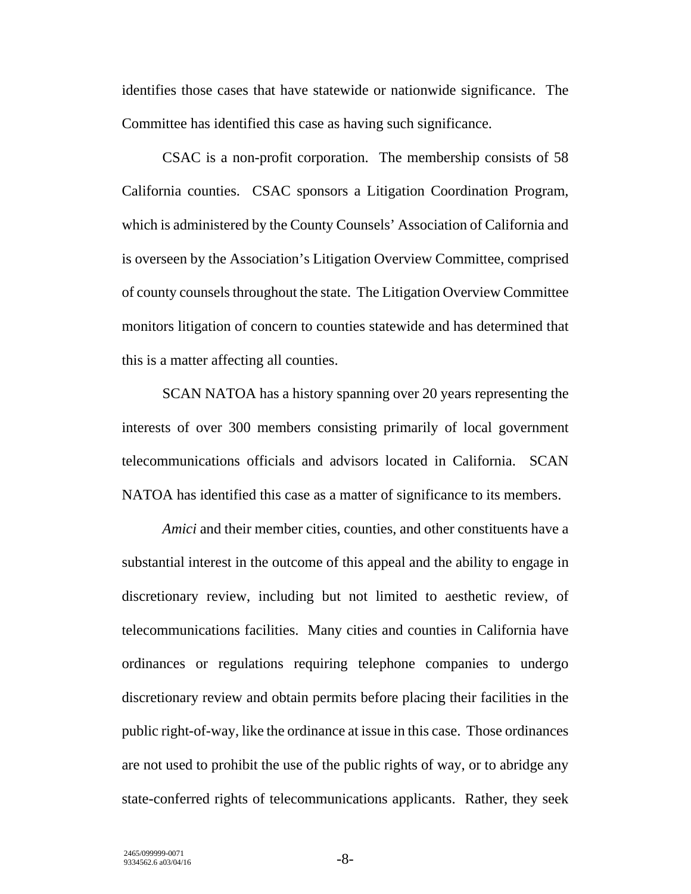identifies those cases that have statewide or nationwide significance. The Committee has identified this case as having such significance.

CSAC is a non-profit corporation. The membership consists of 58 California counties. CSAC sponsors a Litigation Coordination Program, which is administered by the County Counsels' Association of California and is overseen by the Association's Litigation Overview Committee, comprised of county counsels throughout the state. The Litigation Overview Committee monitors litigation of concern to counties statewide and has determined that this is a matter affecting all counties.

SCAN NATOA has a history spanning over 20 years representing the interests of over 300 members consisting primarily of local government telecommunications officials and advisors located in California. SCAN NATOA has identified this case as a matter of significance to its members.

*Amici* and their member cities, counties, and other constituents have a substantial interest in the outcome of this appeal and the ability to engage in discretionary review, including but not limited to aesthetic review, of telecommunications facilities. Many cities and counties in California have ordinances or regulations requiring telephone companies to undergo discretionary review and obtain permits before placing their facilities in the public right-of-way, like the ordinance at issue in this case. Those ordinances are not used to prohibit the use of the public rights of way, or to abridge any state-conferred rights of telecommunications applicants. Rather, they seek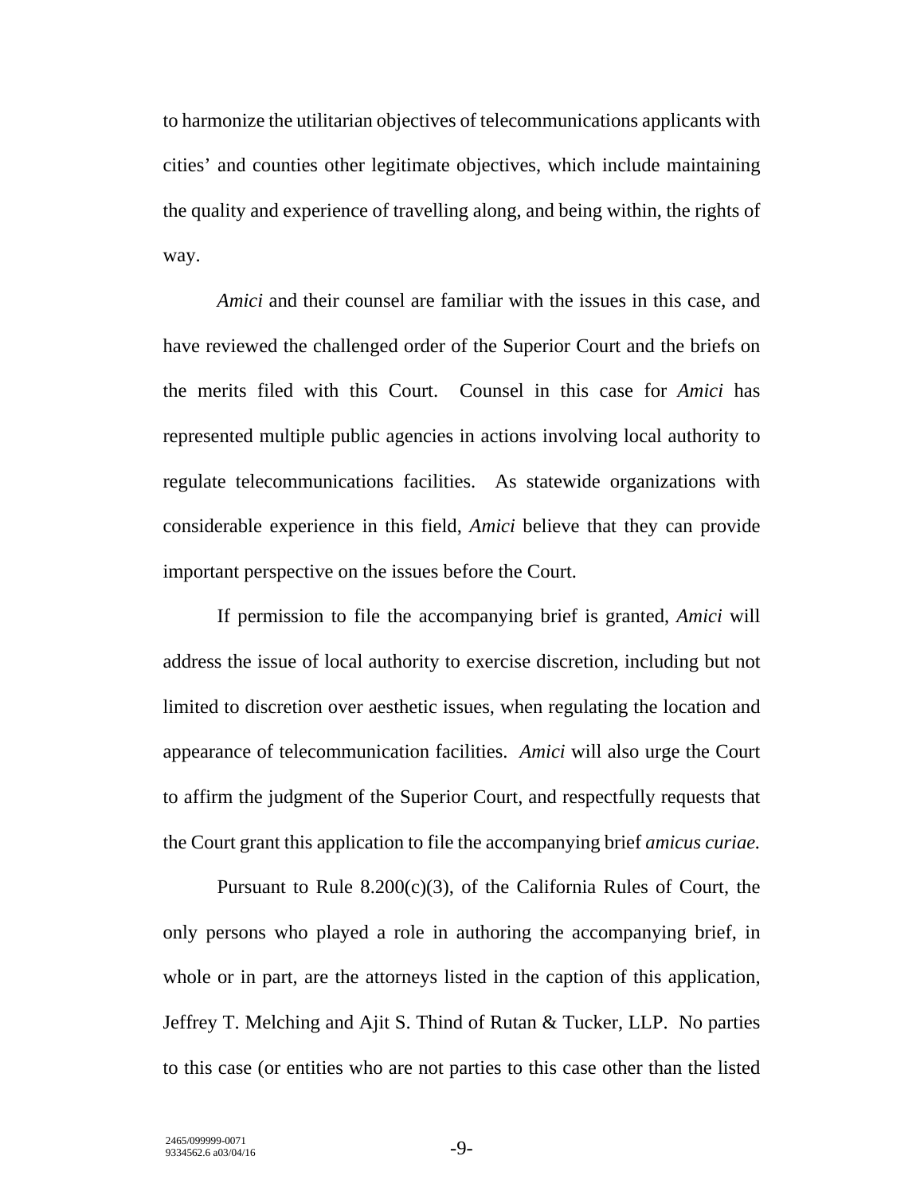to harmonize the utilitarian objectives of telecommunications applicants with cities' and counties other legitimate objectives, which include maintaining the quality and experience of travelling along, and being within, the rights of way.

*Amici* and their counsel are familiar with the issues in this case, and have reviewed the challenged order of the Superior Court and the briefs on the merits filed with this Court. Counsel in this case for *Amici* has represented multiple public agencies in actions involving local authority to regulate telecommunications facilities. As statewide organizations with considerable experience in this field, *Amici* believe that they can provide important perspective on the issues before the Court.

If permission to file the accompanying brief is granted, *Amici* will address the issue of local authority to exercise discretion, including but not limited to discretion over aesthetic issues, when regulating the location and appearance of telecommunication facilities. *Amici* will also urge the Court to affirm the judgment of the Superior Court, and respectfully requests that the Court grant this application to file the accompanying brief *amicus curiae.*

Pursuant to Rule 8.200(c)(3), of the California Rules of Court, the only persons who played a role in authoring the accompanying brief, in whole or in part, are the attorneys listed in the caption of this application, Jeffrey T. Melching and Ajit S. Thind of Rutan & Tucker, LLP. No parties to this case (or entities who are not parties to this case other than the listed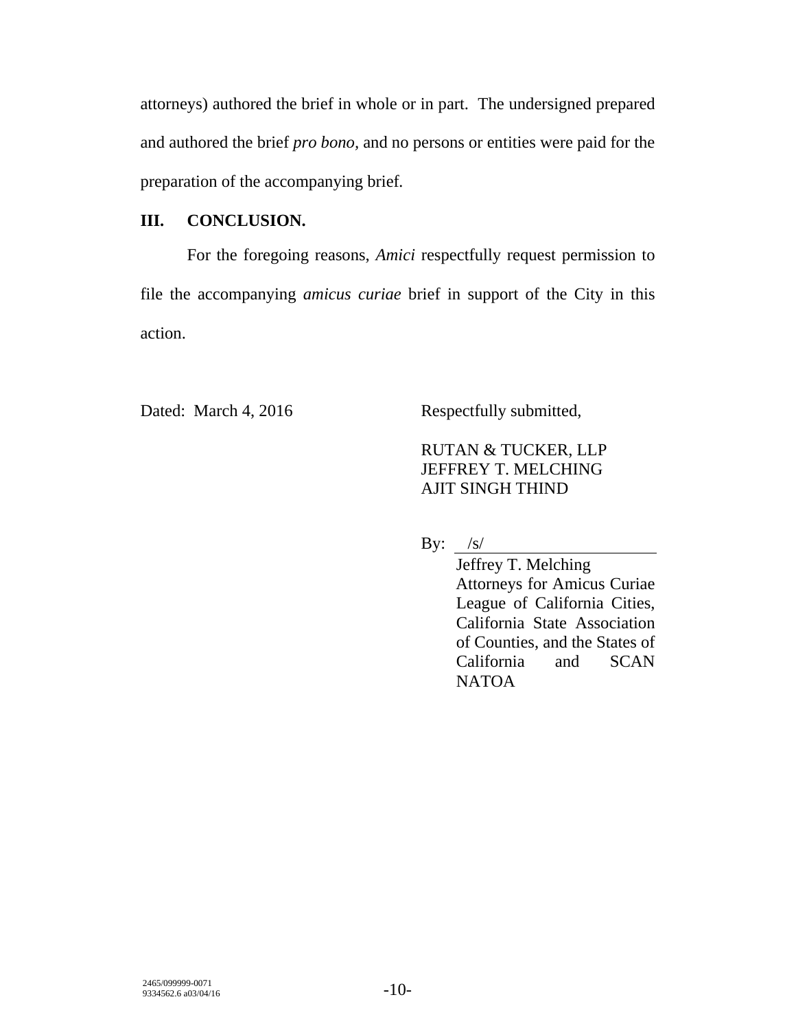attorneys) authored the brief in whole or in part. The undersigned prepared and authored the brief *pro bono,* and no persons or entities were paid for the preparation of the accompanying brief.

## III. CONCLUSION.

For the foregoing reasons, *Amici* respectfully request permission to file the accompanying *amicus curiae* brief in support of the City in this action.

Dated: March 4, 2016

Respectfully submitted,

RUTAN & TUCKER, LLP
JEFFREY T. MELCHING
AJIT SINGH THIND

By: /s/
Jeffrey T. Melching
Attorneys for Amicus Curiae League of California Cities, California State Association of Counties, and the States of California and SCAN NATOA

2465/099999-0071
9334562.6 a03/04/16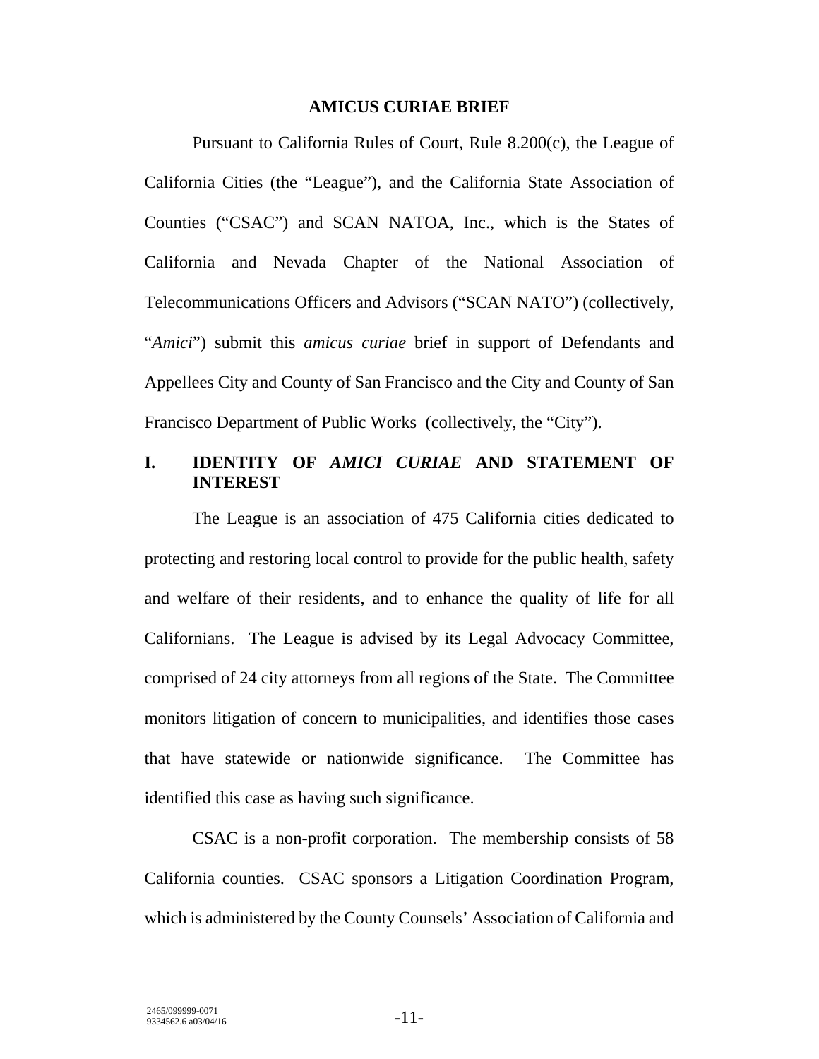**AMICUS CURIAE BRIEF**

Pursuant to California Rules of Court, Rule 8.200(c), the League of California Cities (the "League"), and the California State Association of Counties ("CSAC") and SCAN NATOA, Inc., which is the States of California and Nevada Chapter of the National Association of Telecommunications Officers and Advisors ("SCAN NATO") (collectively, "*Amici*") submit this *amicus curiae* brief in support of Defendants and Appellees City and County of San Francisco and the City and County of San Francisco Department of Public Works (collectively, the "City").

## I. IDENTITY OF *AMICI CURIAE* AND STATEMENT OF INTEREST

The League is an association of 475 California cities dedicated to protecting and restoring local control to provide for the public health, safety and welfare of their residents, and to enhance the quality of life for all Californians. The League is advised by its Legal Advocacy Committee, comprised of 24 city attorneys from all regions of the State. The Committee monitors litigation of concern to municipalities, and identifies those cases that have statewide or nationwide significance. The Committee has identified this case as having such significance.

CSAC is a non-profit corporation. The membership consists of 58 California counties. CSAC sponsors a Litigation Coordination Program, which is administered by the County Counsels' Association of California and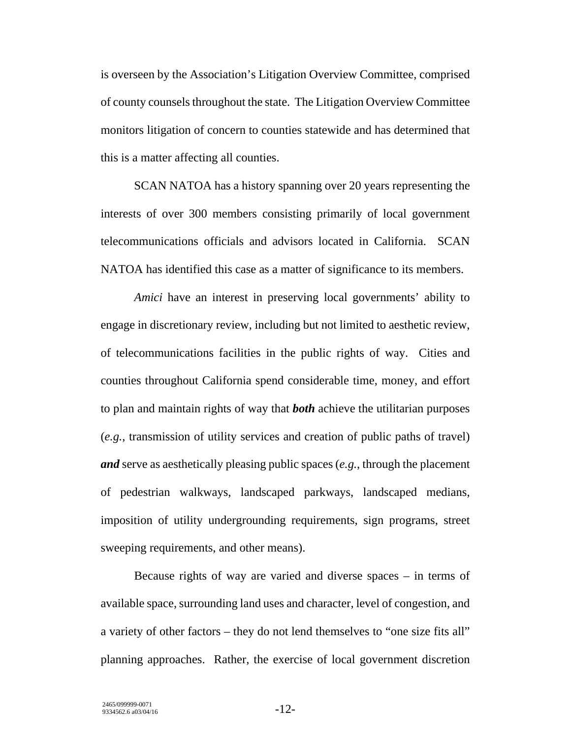is overseen by the Association's Litigation Overview Committee, comprised of county counsels throughout the state. The Litigation Overview Committee monitors litigation of concern to counties statewide and has determined that this is a matter affecting all counties.

SCAN NATOA has a history spanning over 20 years representing the interests of over 300 members consisting primarily of local government telecommunications officials and advisors located in California. SCAN NATOA has identified this case as a matter of significance to its members.

*Amici* have an interest in preserving local governments' ability to engage in discretionary review, including but not limited to aesthetic review, of telecommunications facilities in the public rights of way. Cities and counties throughout California spend considerable time, money, and effort to plan and maintain rights of way that ***both*** achieve the utilitarian purposes (*e.g.*, transmission of utility services and creation of public paths of travel) ***and*** serve as aesthetically pleasing public spaces (*e.g.*, through the placement of pedestrian walkways, landscaped parkways, landscaped medians, imposition of utility undergrounding requirements, sign programs, street sweeping requirements, and other means).

Because rights of way are varied and diverse spaces – in terms of available space, surrounding land uses and character, level of congestion, and a variety of other factors – they do not lend themselves to "one size fits all" planning approaches. Rather, the exercise of local government discretion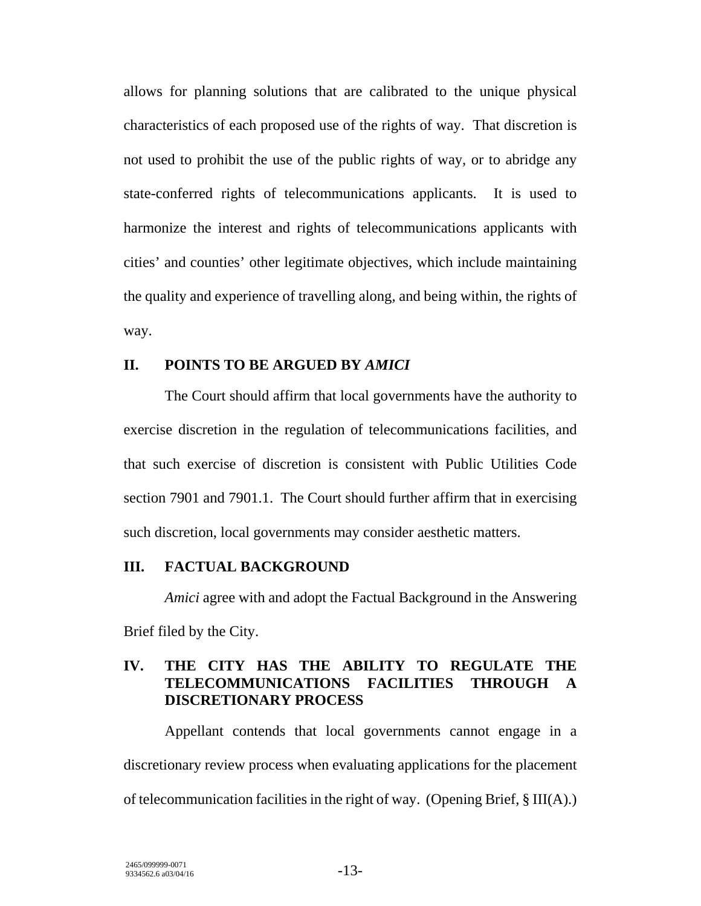allows for planning solutions that are calibrated to the unique physical characteristics of each proposed use of the rights of way. That discretion is not used to prohibit the use of the public rights of way, or to abridge any state-conferred rights of telecommunications applicants. It is used to harmonize the interest and rights of telecommunications applicants with cities' and counties' other legitimate objectives, which include maintaining the quality and experience of travelling along, and being within, the rights of way.

## II. POINTS TO BE ARGUED BY *AMICI*

The Court should affirm that local governments have the authority to exercise discretion in the regulation of telecommunications facilities, and that such exercise of discretion is consistent with Public Utilities Code section 7901 and 7901.1. The Court should further affirm that in exercising such discretion, local governments may consider aesthetic matters.

## III. FACTUAL BACKGROUND

*Amici* agree with and adopt the Factual Background in the Answering Brief filed by the City.

## IV. THE CITY HAS THE ABILITY TO REGULATE THE TELECOMMUNICATIONS FACILITIES THROUGH A DISCRETIONARY PROCESS

Appellant contends that local governments cannot engage in a discretionary review process when evaluating applications for the placement of telecommunication facilities in the right of way. (Opening Brief, § III(A).)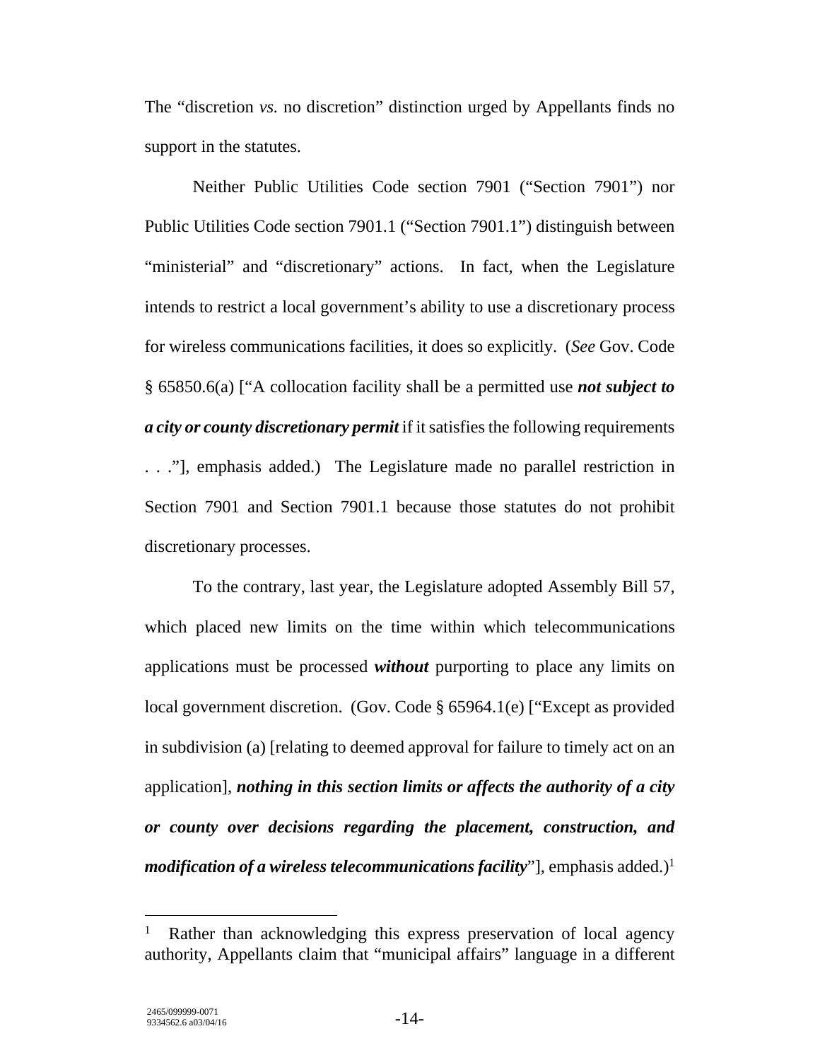The "discretion *vs.* no discretion" distinction urged by Appellants finds no support in the statutes.

Neither Public Utilities Code section 7901 ("Section 7901") nor Public Utilities Code section 7901.1 ("Section 7901.1") distinguish between "ministerial" and "discretionary" actions. In fact, when the Legislature intends to restrict a local government's ability to use a discretionary process for wireless communications facilities, it does so explicitly. (*See* Gov. Code § 65850.6(a) ["A collocation facility shall be a permitted use ***not subject to a city or county discretionary permit*** if it satisfies the following requirements . . ."], emphasis added.) The Legislature made no parallel restriction in Section 7901 and Section 7901.1 because those statutes do not prohibit discretionary processes.

To the contrary, last year, the Legislature adopted Assembly Bill 57, which placed new limits on the time within which telecommunications applications must be processed ***without*** purporting to place any limits on local government discretion. (Gov. Code § 65964.1(e) ["Except as provided in subdivision (a) [relating to deemed approval for failure to timely act on an application], ***nothing in this section limits or affects the authority of a city or county over decisions regarding the placement, construction, and modification of a wireless telecommunications facility***"], emphasis added.)[1]

---

[1] Rather than acknowledging this express preservation of local agency authority, Appellants claim that "municipal affairs" language in a different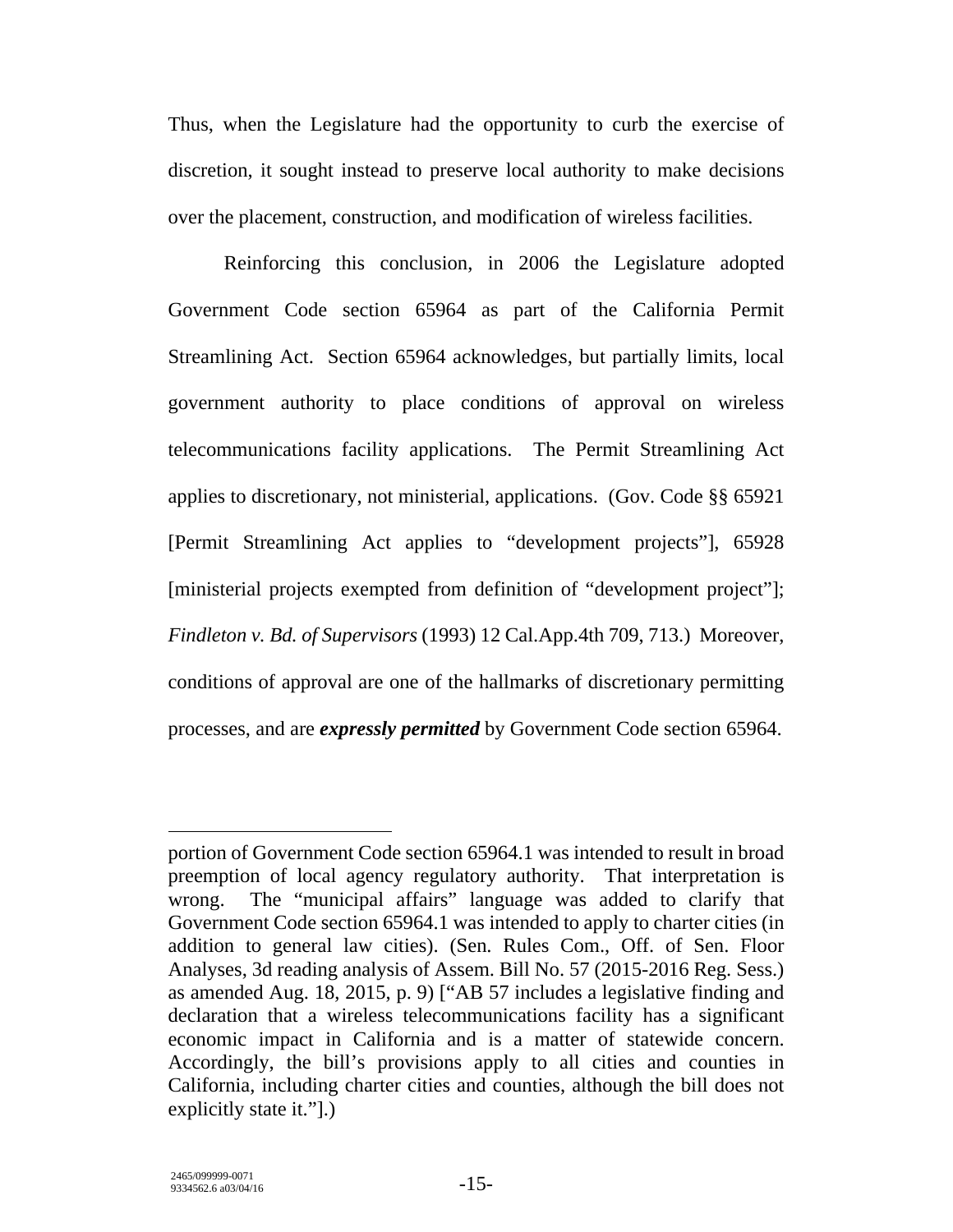Thus, when the Legislature had the opportunity to curb the exercise of discretion, it sought instead to preserve local authority to make decisions over the placement, construction, and modification of wireless facilities.

Reinforcing this conclusion, in 2006 the Legislature adopted Government Code section 65964 as part of the California Permit Streamlining Act. Section 65964 acknowledges, but partially limits, local government authority to place conditions of approval on wireless telecommunications facility applications. The Permit Streamlining Act applies to discretionary, not ministerial, applications. (Gov. Code §§ 65921 [Permit Streamlining Act applies to "development projects"], 65928 [ministerial projects exempted from definition of "development project"]; *Findleton v. Bd. of Supervisors* (1993) 12 Cal.App.4th 709, 713.) Moreover, conditions of approval are one of the hallmarks of discretionary permitting processes, and are ***expressly permitted*** by Government Code section 65964.

---

portion of Government Code section 65964.1 was intended to result in broad preemption of local agency regulatory authority. That interpretation is wrong. The "municipal affairs" language was added to clarify that Government Code section 65964.1 was intended to apply to charter cities (in addition to general law cities). (Sen. Rules Com., Off. of Sen. Floor Analyses, 3d reading analysis of Assem. Bill No. 57 (2015-2016 Reg. Sess.) as amended Aug. 18, 2015, p. 9) ["AB 57 includes a legislative finding and declaration that a wireless telecommunications facility has a significant economic impact in California and is a matter of statewide concern. Accordingly, the bill's provisions apply to all cities and counties in California, including charter cities and counties, although the bill does not explicitly state it."].)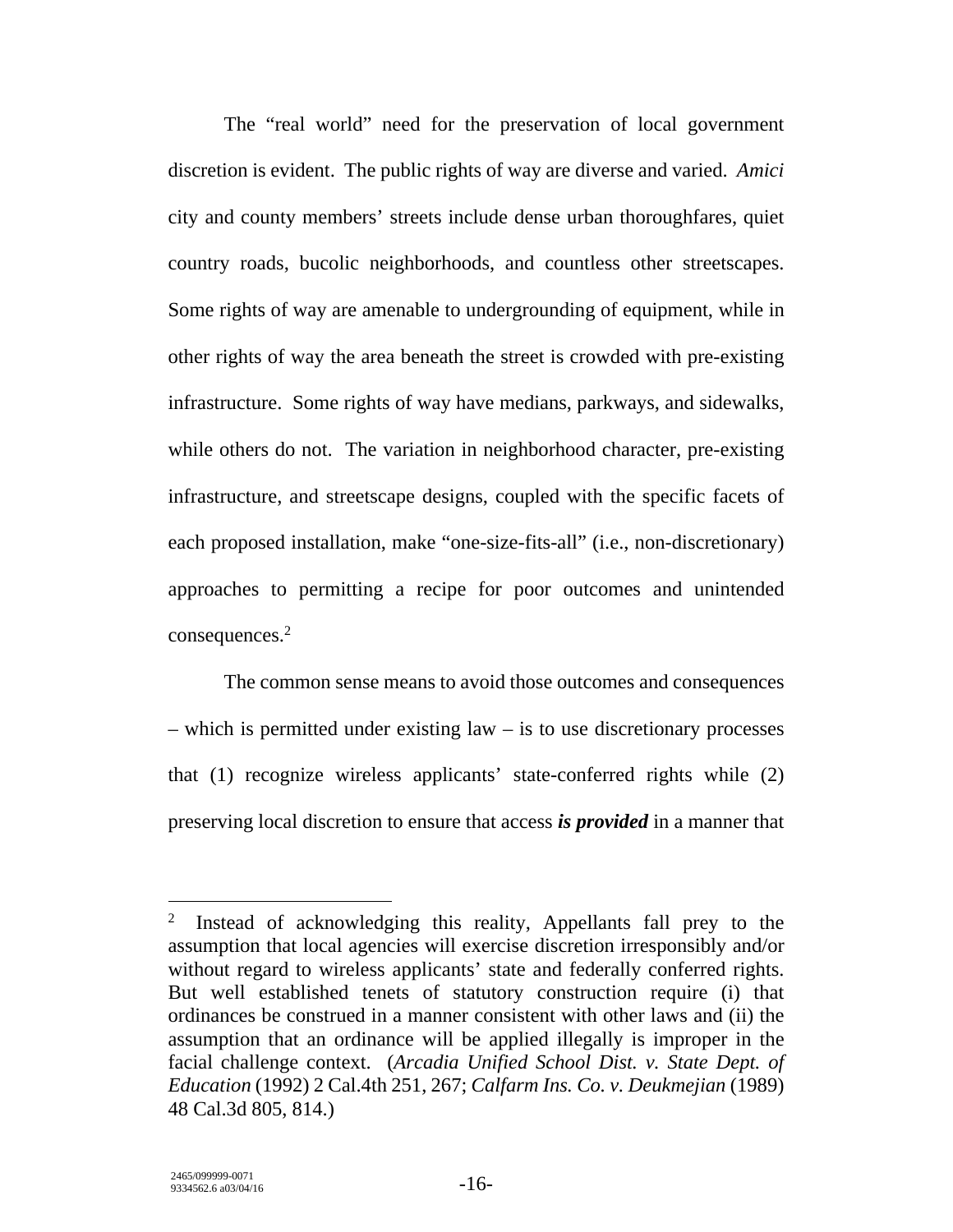The "real world" need for the preservation of local government discretion is evident. The public rights of way are diverse and varied. *Amici* city and county members' streets include dense urban thoroughfares, quiet country roads, bucolic neighborhoods, and countless other streetscapes. Some rights of way are amenable to undergrounding of equipment, while in other rights of way the area beneath the street is crowded with pre-existing infrastructure. Some rights of way have medians, parkways, and sidewalks, while others do not. The variation in neighborhood character, pre-existing infrastructure, and streetscape designs, coupled with the specific facets of each proposed installation, make "one-size-fits-all" (i.e., non-discretionary) approaches to permitting a recipe for poor outcomes and unintended consequences.[2]

The common sense means to avoid those outcomes and consequences – which is permitted under existing law – is to use discretionary processes that (1) recognize wireless applicants' state-conferred rights while (2) preserving local discretion to ensure that access ***is provided*** in a manner that

---

[2] Instead of acknowledging this reality, Appellants fall prey to the assumption that local agencies will exercise discretion irresponsibly and/or without regard to wireless applicants' state and federally conferred rights. But well established tenets of statutory construction require (i) that ordinances be construed in a manner consistent with other laws and (ii) the assumption that an ordinance will be applied illegally is improper in the facial challenge context. (*Arcadia Unified School Dist. v. State Dept. of Education* (1992) 2 Cal.4th 251, 267; *Calfarm Ins. Co. v. Deukmejian* (1989) 48 Cal.3d 805, 814.)

2465/099999-0071
9334562.6 a03/04/16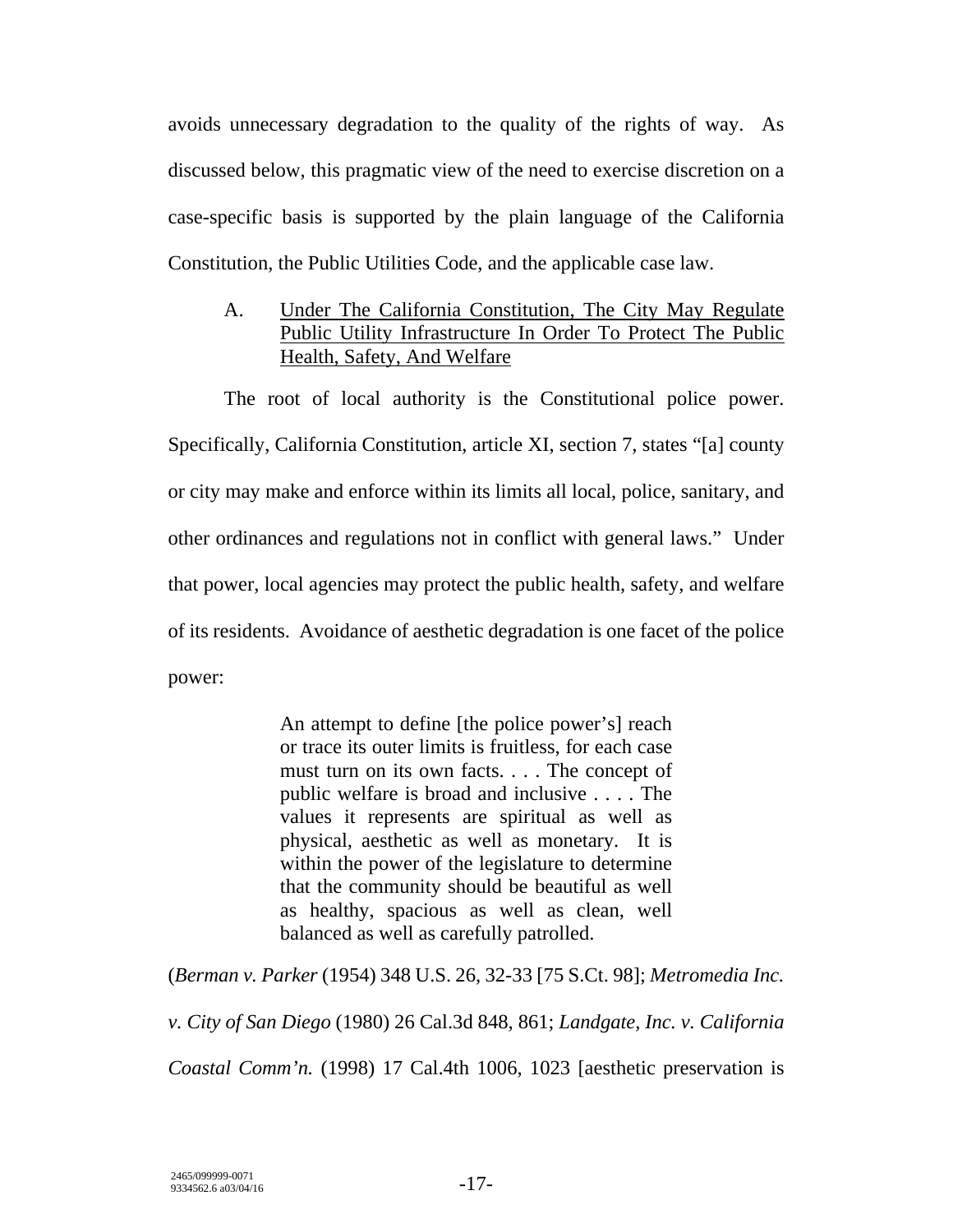avoids unnecessary degradation to the quality of the rights of way. As discussed below, this pragmatic view of the need to exercise discretion on a case-specific basis is supported by the plain language of the California Constitution, the Public Utilities Code, and the applicable case law.

### A. Under The California Constitution, The City May Regulate Public Utility Infrastructure In Order To Protect The Public Health, Safety, And Welfare

The root of local authority is the Constitutional police power. Specifically, California Constitution, article XI, section 7, states "[a] county or city may make and enforce within its limits all local, police, sanitary, and other ordinances and regulations not in conflict with general laws." Under that power, local agencies may protect the public health, safety, and welfare of its residents. Avoidance of aesthetic degradation is one facet of the police power:

> An attempt to define [the police power's] reach or trace its outer limits is fruitless, for each case must turn on its own facts. . . . The concept of public welfare is broad and inclusive . . . . The values it represents are spiritual as well as physical, aesthetic as well as monetary. It is within the power of the legislature to determine that the community should be beautiful as well as healthy, spacious as well as clean, well balanced as well as carefully patrolled.

(*Berman v. Parker* (1954) 348 U.S. 26, 32-33 [75 S.Ct. 98]; *Metromedia Inc. v. City of San Diego* (1980) 26 Cal.3d 848, 861; *Landgate, Inc. v. California Coastal Comm'n.* (1998) 17 Cal.4th 1006, 1023 [aesthetic preservation is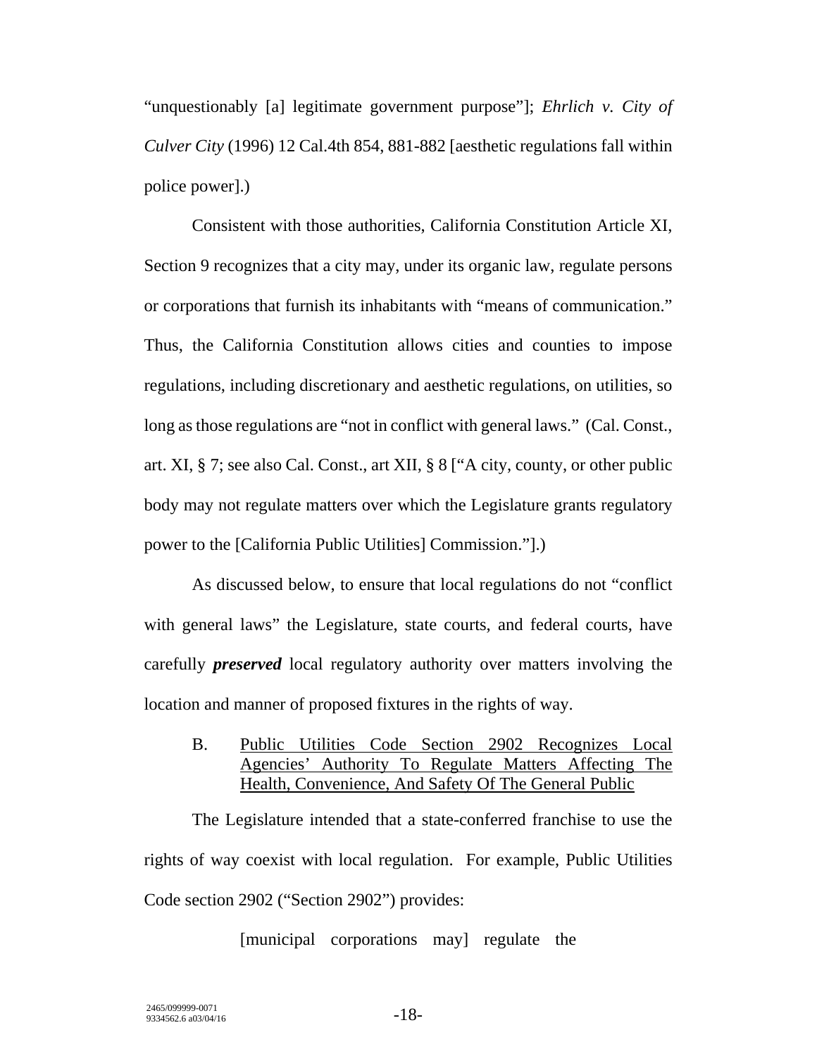"unquestionably [a] legitimate government purpose"]; *Ehrlich v. City of Culver City* (1996) 12 Cal.4th 854, 881-882 [aesthetic regulations fall within police power].)

Consistent with those authorities, California Constitution Article XI, Section 9 recognizes that a city may, under its organic law, regulate persons or corporations that furnish its inhabitants with "means of communication." Thus, the California Constitution allows cities and counties to impose regulations, including discretionary and aesthetic regulations, on utilities, so long as those regulations are "not in conflict with general laws." (Cal. Const., art. XI, § 7; see also Cal. Const., art XII, § 8 ["A city, county, or other public body may not regulate matters over which the Legislature grants regulatory power to the [California Public Utilities] Commission."].)

As discussed below, to ensure that local regulations do not "conflict with general laws" the Legislature, state courts, and federal courts, have carefully ***preserved*** local regulatory authority over matters involving the location and manner of proposed fixtures in the rights of way.

### B. Public Utilities Code Section 2902 Recognizes Local Agencies' Authority To Regulate Matters Affecting The Health, Convenience, And Safety Of The General Public

The Legislature intended that a state-conferred franchise to use the rights of way coexist with local regulation. For example, Public Utilities Code section 2902 ("Section 2902") provides:

> [municipal corporations may] regulate the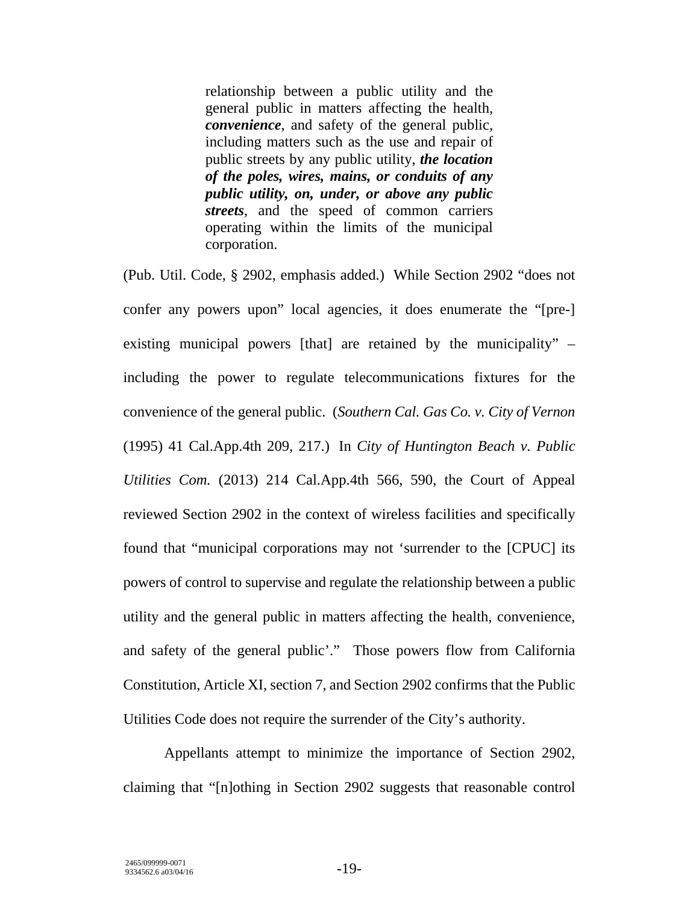> relationship between a public utility and the general public in matters affecting the health, ***convenience***, and safety of the general public, including matters such as the use and repair of public streets by any public utility, ***the location of the poles, wires, mains, or conduits of any public utility, on, under, or above any public streets***, and the speed of common carriers operating within the limits of the municipal corporation.

(Pub. Util. Code, § 2902, emphasis added.) While Section 2902 "does not confer any powers upon" local agencies, it does enumerate the "[pre-] existing municipal powers [that] are retained by the municipality" – including the power to regulate telecommunications fixtures for the convenience of the general public. (*Southern Cal. Gas Co. v. City of Vernon* (1995) 41 Cal.App.4th 209, 217.) In *City of Huntington Beach v. Public Utilities Com.* (2013) 214 Cal.App.4th 566, 590, the Court of Appeal reviewed Section 2902 in the context of wireless facilities and specifically found that "municipal corporations may not 'surrender to the [CPUC] its powers of control to supervise and regulate the relationship between a public utility and the general public in matters affecting the health, convenience, and safety of the general public'." Those powers flow from California Constitution, Article XI, section 7, and Section 2902 confirms that the Public Utilities Code does not require the surrender of the City's authority.

Appellants attempt to minimize the importance of Section 2902, claiming that "[n]othing in Section 2902 suggests that reasonable control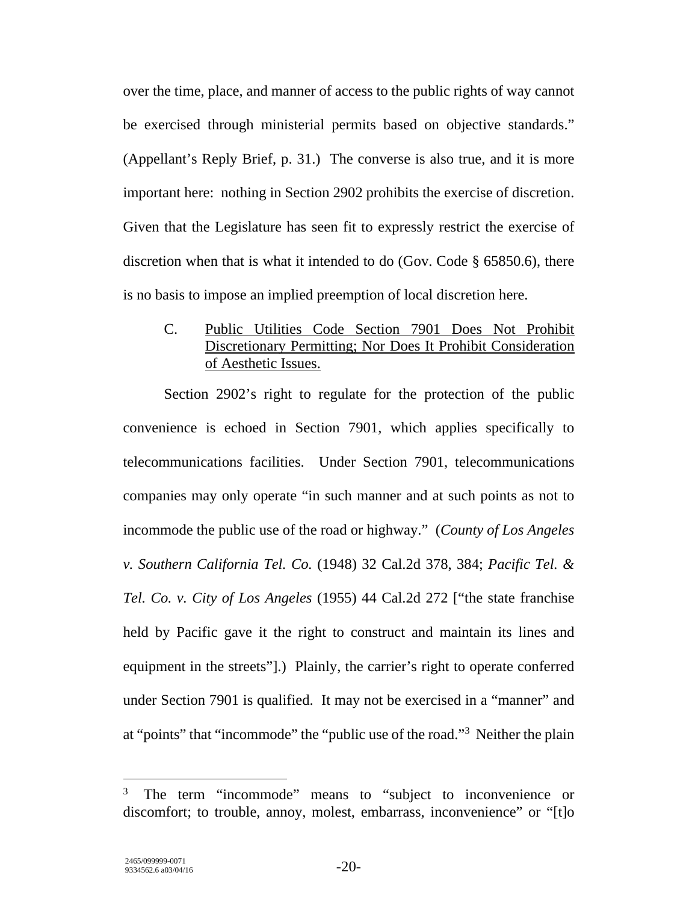over the time, place, and manner of access to the public rights of way cannot be exercised through ministerial permits based on objective standards." (Appellant's Reply Brief, p. 31.) The converse is also true, and it is more important here: nothing in Section 2902 prohibits the exercise of discretion. Given that the Legislature has seen fit to expressly restrict the exercise of discretion when that is what it intended to do (Gov. Code § 65850.6), there is no basis to impose an implied preemption of local discretion here.

C. Public Utilities Code Section 7901 Does Not Prohibit Discretionary Permitting; Nor Does It Prohibit Consideration of Aesthetic Issues.

Section 2902's right to regulate for the protection of the public convenience is echoed in Section 7901, which applies specifically to telecommunications facilities. Under Section 7901, telecommunications companies may only operate "in such manner and at such points as not to incommode the public use of the road or highway." (*County of Los Angeles v. Southern California Tel. Co.* (1948) 32 Cal.2d 378, 384; *Pacific Tel. & Tel. Co. v. City of Los Angeles* (1955) 44 Cal.2d 272 ["the state franchise held by Pacific gave it the right to construct and maintain its lines and equipment in the streets"].) Plainly, the carrier's right to operate conferred under Section 7901 is qualified. It may not be exercised in a "manner" and at "points" that "incommode" the "public use of the road."[3] Neither the plain

[3] The term "incommode" means to "subject to inconvenience or discomfort; to trouble, annoy, molest, embarrass, inconvenience" or "[t]o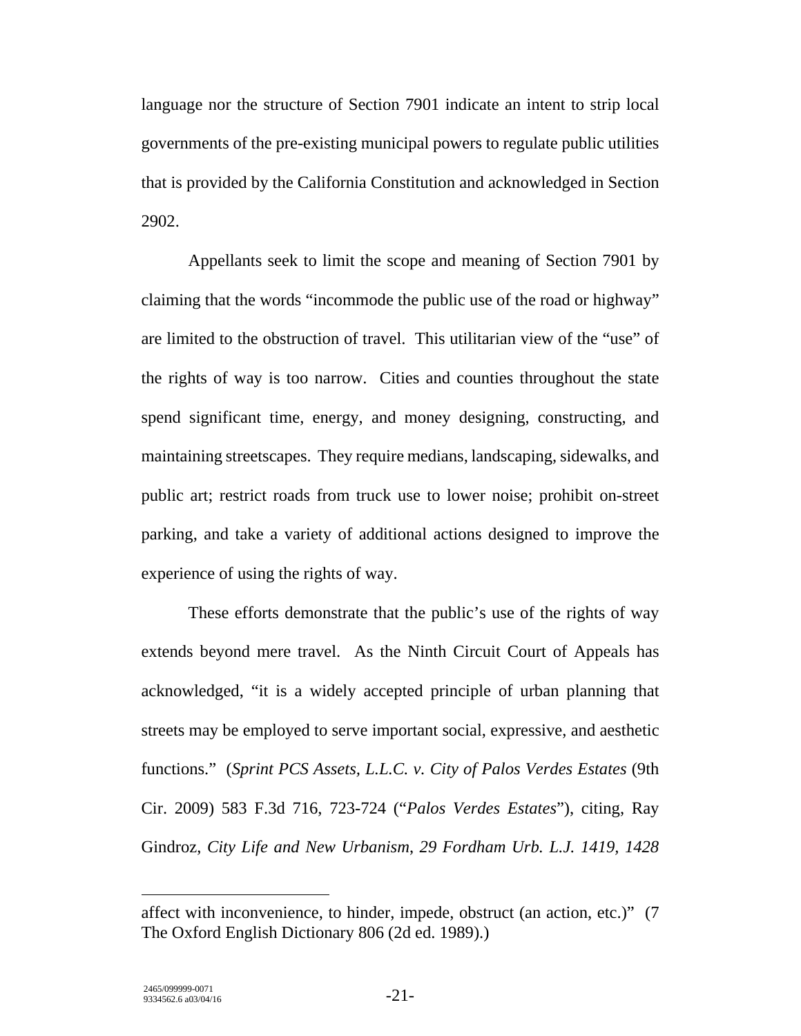language nor the structure of Section 7901 indicate an intent to strip local governments of the pre-existing municipal powers to regulate public utilities that is provided by the California Constitution and acknowledged in Section 2902.

Appellants seek to limit the scope and meaning of Section 7901 by claiming that the words "incommode the public use of the road or highway" are limited to the obstruction of travel. This utilitarian view of the "use" of the rights of way is too narrow. Cities and counties throughout the state spend significant time, energy, and money designing, constructing, and maintaining streetscapes. They require medians, landscaping, sidewalks, and public art; restrict roads from truck use to lower noise; prohibit on-street parking, and take a variety of additional actions designed to improve the experience of using the rights of way.

These efforts demonstrate that the public's use of the rights of way extends beyond mere travel. As the Ninth Circuit Court of Appeals has acknowledged, "it is a widely accepted principle of urban planning that streets may be employed to serve important social, expressive, and aesthetic functions." (*Sprint PCS Assets, L.L.C. v. City of Palos Verdes Estates* (9th Cir. 2009) 583 F.3d 716, 723-724 ("*Palos Verdes Estates*"), citing, Ray Gindroz, *City Life and New Urbanism*, *29 Fordham Urb. L.J. 1419*, *1428*

---

affect with inconvenience, to hinder, impede, obstruct (an action, etc.)" (7 The Oxford English Dictionary 806 (2d ed. 1989).)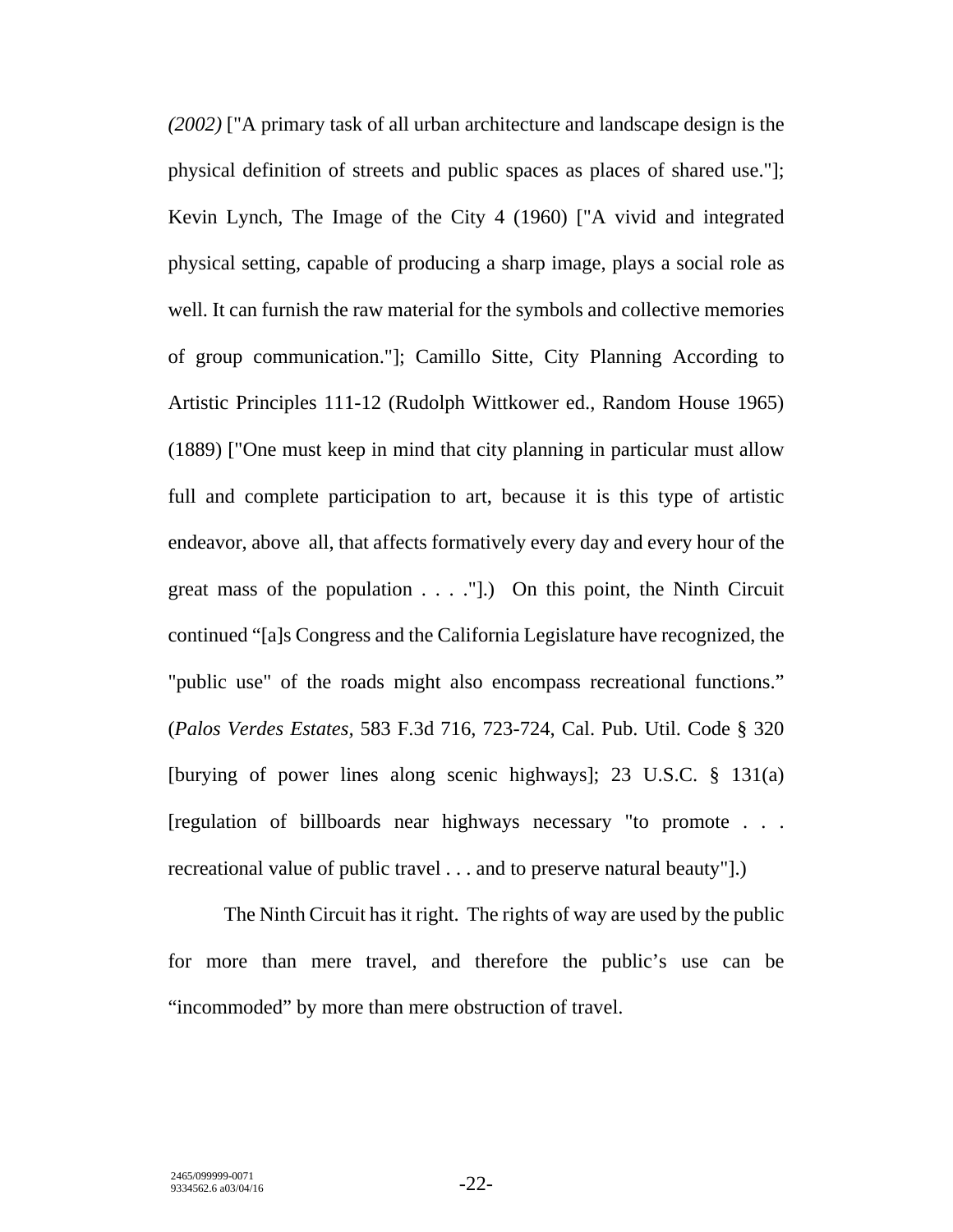*(2002)* ["A primary task of all urban architecture and landscape design is the physical definition of streets and public spaces as places of shared use."]; Kevin Lynch, The Image of the City 4 (1960) ["A vivid and integrated physical setting, capable of producing a sharp image, plays a social role as well. It can furnish the raw material for the symbols and collective memories of group communication."]; Camillo Sitte, City Planning According to Artistic Principles 111-12 (Rudolph Wittkower ed., Random House 1965) (1889) ["One must keep in mind that city planning in particular must allow full and complete participation to art, because it is this type of artistic endeavor, above all, that affects formatively every day and every hour of the great mass of the population . . . ."].) On this point, the Ninth Circuit continued "[a]s Congress and the California Legislature have recognized, the "public use" of the roads might also encompass recreational functions." (*Palos Verdes Estates*, 583 F.3d 716, 723-724, Cal. Pub. Util. Code § 320 [burying of power lines along scenic highways]; 23 U.S.C. § 131(a) [regulation of billboards near highways necessary "to promote . . . recreational value of public travel . . . and to preserve natural beauty"].)

The Ninth Circuit has it right. The rights of way are used by the public for more than mere travel, and therefore the public's use can be "incommoded" by more than mere obstruction of travel.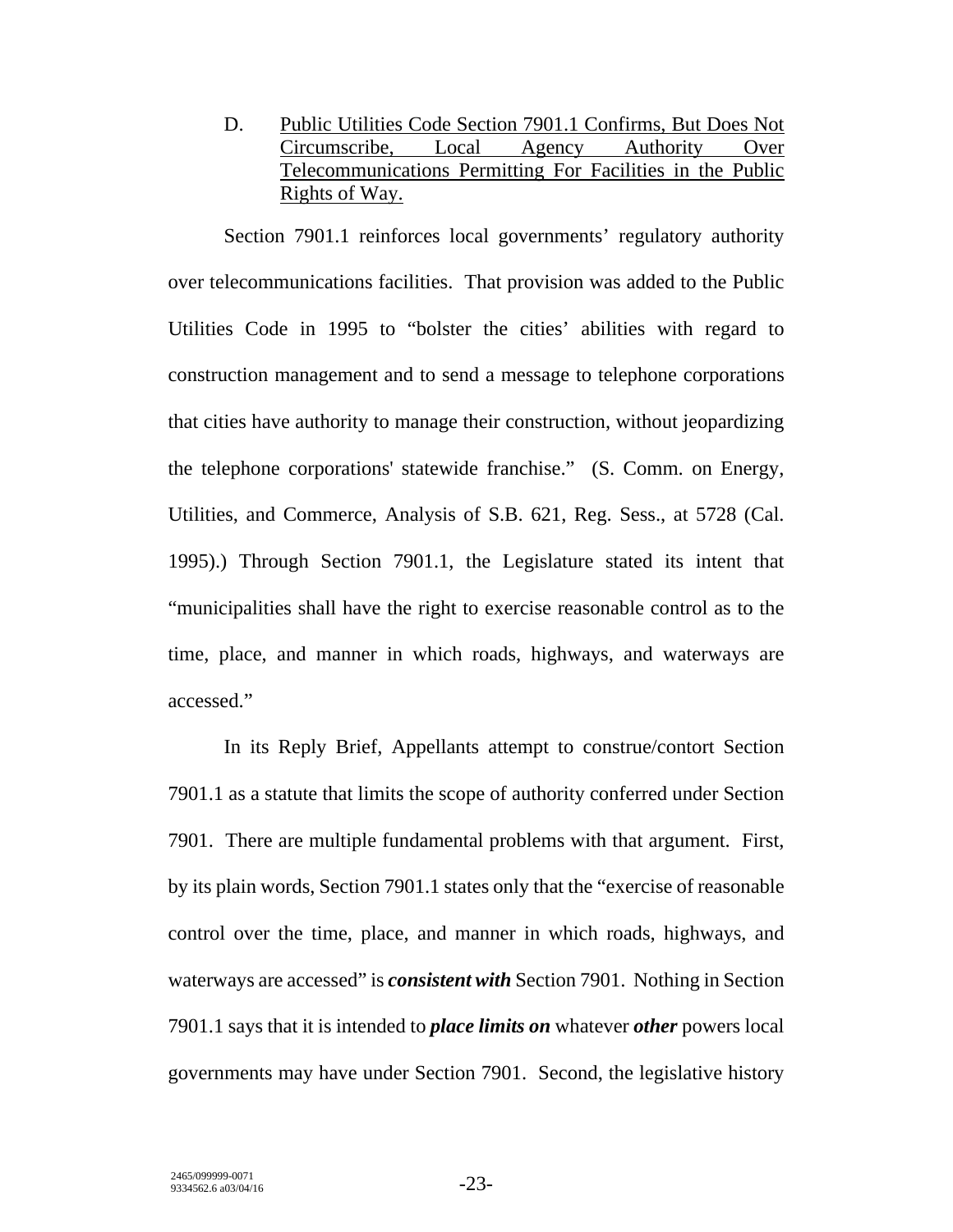D. Public Utilities Code Section 7901.1 Confirms, But Does Not Circumscribe, Local Agency Authority Over Telecommunications Permitting For Facilities in the Public Rights of Way.

Section 7901.1 reinforces local governments' regulatory authority over telecommunications facilities. That provision was added to the Public Utilities Code in 1995 to "bolster the cities' abilities with regard to construction management and to send a message to telephone corporations that cities have authority to manage their construction, without jeopardizing the telephone corporations' statewide franchise." (S. Comm. on Energy, Utilities, and Commerce, Analysis of S.B. 621, Reg. Sess., at 5728 (Cal. 1995).) Through Section 7901.1, the Legislature stated its intent that "municipalities shall have the right to exercise reasonable control as to the time, place, and manner in which roads, highways, and waterways are accessed."

In its Reply Brief, Appellants attempt to construe/contort Section 7901.1 as a statute that limits the scope of authority conferred under Section 7901. There are multiple fundamental problems with that argument. First, by its plain words, Section 7901.1 states only that the "exercise of reasonable control over the time, place, and manner in which roads, highways, and waterways are accessed" is ***consistent with*** Section 7901. Nothing in Section 7901.1 says that it is intended to ***place limits on*** whatever ***other*** powers local governments may have under Section 7901. Second, the legislative history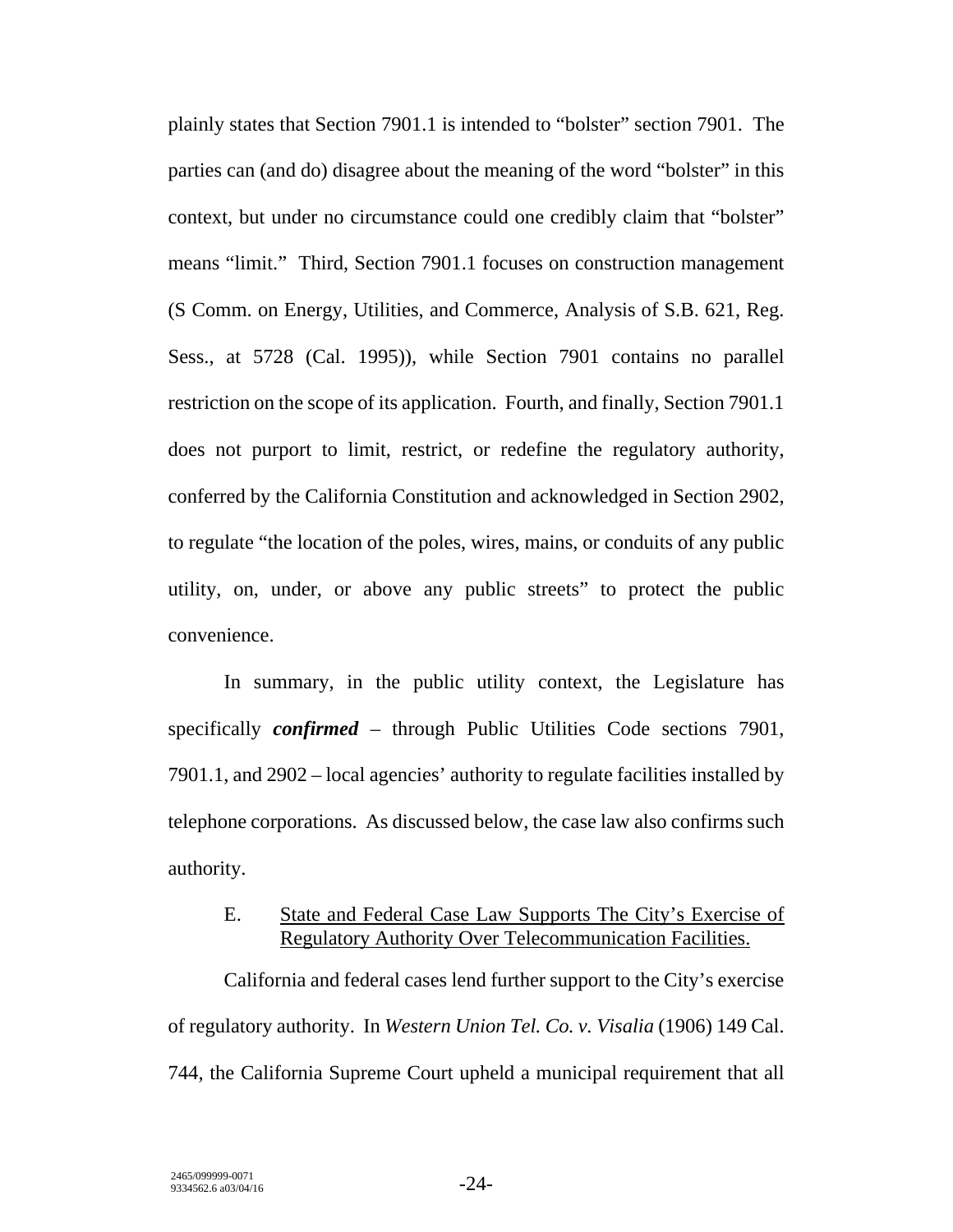plainly states that Section 7901.1 is intended to "bolster" section 7901. The parties can (and do) disagree about the meaning of the word "bolster" in this context, but under no circumstance could one credibly claim that "bolster" means "limit." Third, Section 7901.1 focuses on construction management (S Comm. on Energy, Utilities, and Commerce, Analysis of S.B. 621, Reg. Sess., at 5728 (Cal. 1995)), while Section 7901 contains no parallel restriction on the scope of its application. Fourth, and finally, Section 7901.1 does not purport to limit, restrict, or redefine the regulatory authority, conferred by the California Constitution and acknowledged in Section 2902, to regulate "the location of the poles, wires, mains, or conduits of any public utility, on, under, or above any public streets" to protect the public convenience.

In summary, in the public utility context, the Legislature has specifically ***confirmed*** – through Public Utilities Code sections 7901, 7901.1, and 2902 – local agencies' authority to regulate facilities installed by telephone corporations. As discussed below, the case law also confirms such authority.

### E. State and Federal Case Law Supports The City's Exercise of Regulatory Authority Over Telecommunication Facilities.

California and federal cases lend further support to the City's exercise of regulatory authority. In *Western Union Tel. Co. v. Visalia* (1906) 149 Cal. 744, the California Supreme Court upheld a municipal requirement that all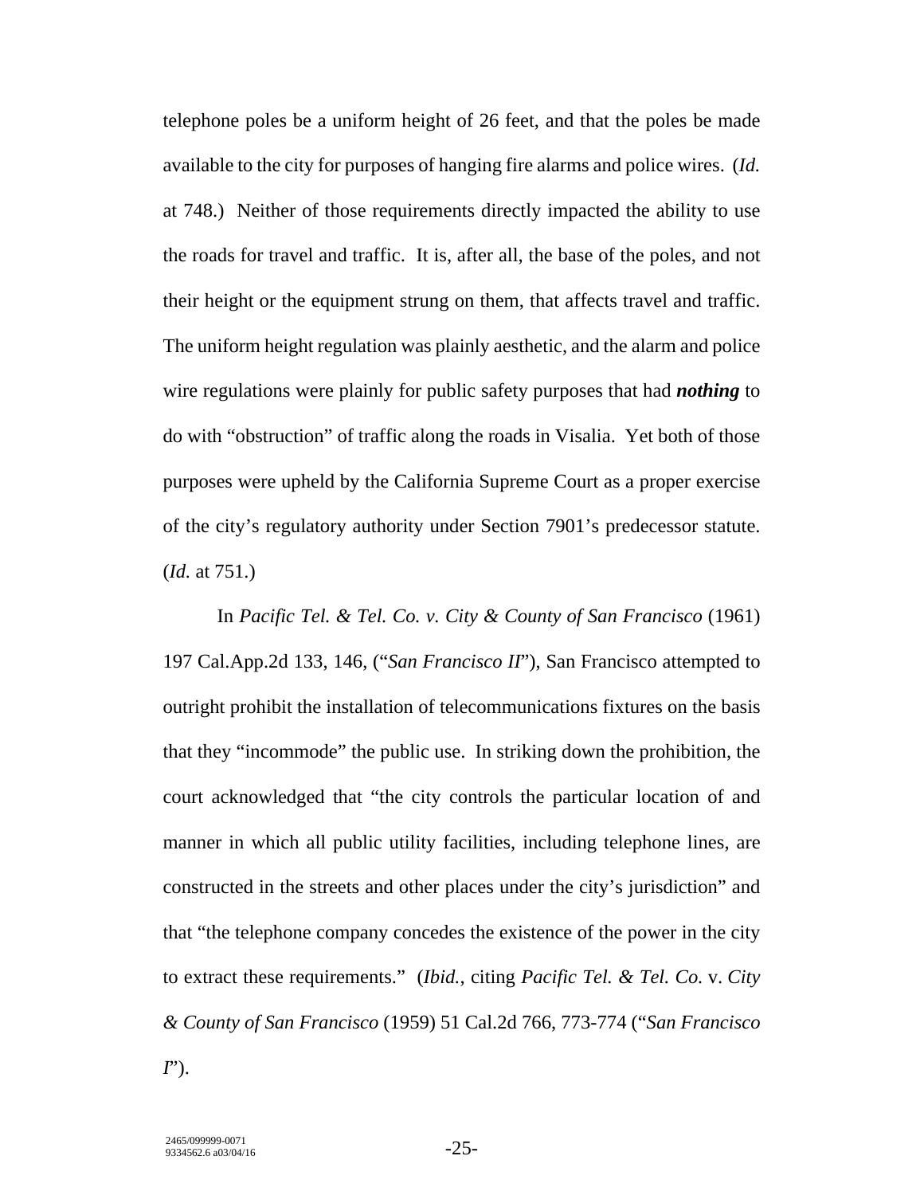telephone poles be a uniform height of 26 feet, and that the poles be made available to the city for purposes of hanging fire alarms and police wires. (*Id.* at 748.) Neither of those requirements directly impacted the ability to use the roads for travel and traffic. It is, after all, the base of the poles, and not their height or the equipment strung on them, that affects travel and traffic. The uniform height regulation was plainly aesthetic, and the alarm and police wire regulations were plainly for public safety purposes that had ***nothing*** to do with "obstruction" of traffic along the roads in Visalia. Yet both of those purposes were upheld by the California Supreme Court as a proper exercise of the city's regulatory authority under Section 7901's predecessor statute. (*Id.* at 751.)

In *Pacific Tel. & Tel. Co. v. City & County of San Francisco* (1961) 197 Cal.App.2d 133, 146, ("*San Francisco II*"), San Francisco attempted to outright prohibit the installation of telecommunications fixtures on the basis that they "incommode" the public use. In striking down the prohibition, the court acknowledged that "the city controls the particular location of and manner in which all public utility facilities, including telephone lines, are constructed in the streets and other places under the city's jurisdiction" and that "the telephone company concedes the existence of the power in the city to extract these requirements." (*Ibid.*, citing *Pacific Tel. & Tel. Co.* v. *City & County of San Francisco* (1959) 51 Cal.2d 766, 773-774 ("*San Francisco I*").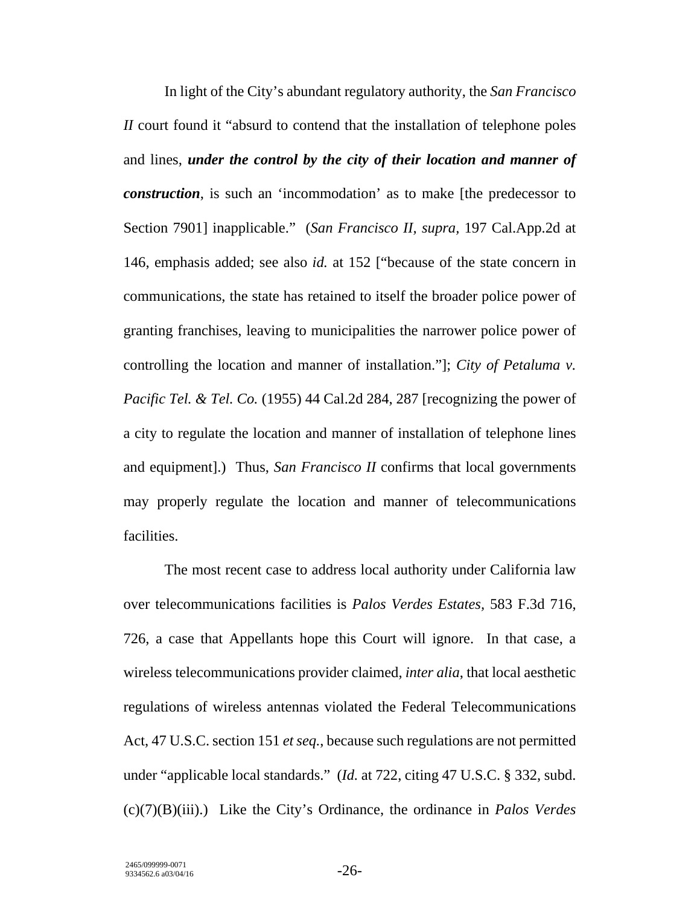In light of the City's abundant regulatory authority, the *San Francisco II* court found it "absurd to contend that the installation of telephone poles and lines, ***under the control by the city of their location and manner of construction***, is such an 'incommodation' as to make [the predecessor to Section 7901] inapplicable." (*San Francisco II*, *supra*, 197 Cal.App.2d at 146, emphasis added; see also *id.* at 152 ["because of the state concern in communications, the state has retained to itself the broader police power of granting franchises, leaving to municipalities the narrower police power of controlling the location and manner of installation."]; *City of Petaluma v. Pacific Tel. & Tel. Co.* (1955) 44 Cal.2d 284, 287 [recognizing the power of a city to regulate the location and manner of installation of telephone lines and equipment].) Thus, *San Francisco II* confirms that local governments may properly regulate the location and manner of telecommunications facilities.

The most recent case to address local authority under California law over telecommunications facilities is *Palos Verdes Estates*, 583 F.3d 716, 726, a case that Appellants hope this Court will ignore. In that case, a wireless telecommunications provider claimed, *inter alia*, that local aesthetic regulations of wireless antennas violated the Federal Telecommunications Act, 47 U.S.C. section 151 *et seq.*, because such regulations are not permitted under "applicable local standards." (*Id.* at 722, citing 47 U.S.C. § 332, subd. (c)(7)(B)(iii).) Like the City's Ordinance, the ordinance in *Palos Verdes*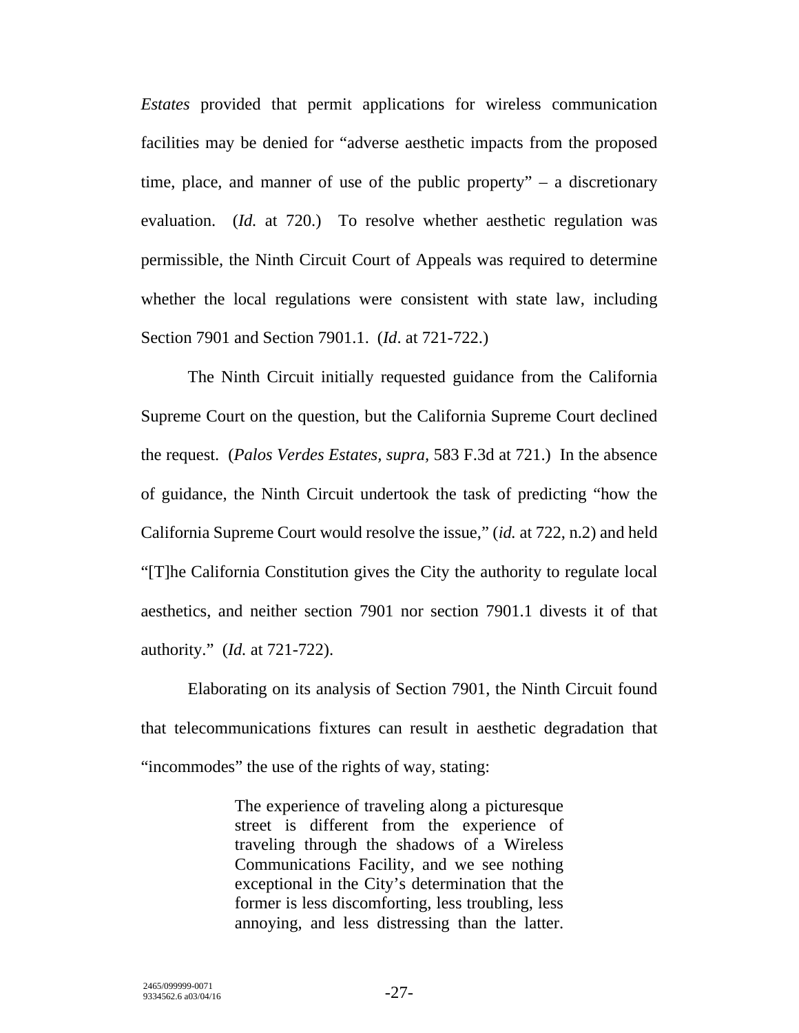*Estates* provided that permit applications for wireless communication facilities may be denied for "adverse aesthetic impacts from the proposed time, place, and manner of use of the public property" – a discretionary evaluation. (*Id.* at 720.) To resolve whether aesthetic regulation was permissible, the Ninth Circuit Court of Appeals was required to determine whether the local regulations were consistent with state law, including Section 7901 and Section 7901.1. (*Id*. at 721-722.)

The Ninth Circuit initially requested guidance from the California Supreme Court on the question, but the California Supreme Court declined the request. (*Palos Verdes Estates*, *supra*, 583 F.3d at 721.) In the absence of guidance, the Ninth Circuit undertook the task of predicting "how the California Supreme Court would resolve the issue," (*id.* at 722, n.2) and held "[T]he California Constitution gives the City the authority to regulate local aesthetics, and neither section 7901 nor section 7901.1 divests it of that authority." (*Id.* at 721-722).

Elaborating on its analysis of Section 7901, the Ninth Circuit found that telecommunications fixtures can result in aesthetic degradation that "incommodes" the use of the rights of way, stating:

> The experience of traveling along a picturesque street is different from the experience of traveling through the shadows of a Wireless Communications Facility, and we see nothing exceptional in the City's determination that the former is less discomforting, less troubling, less annoying, and less distressing than the latter.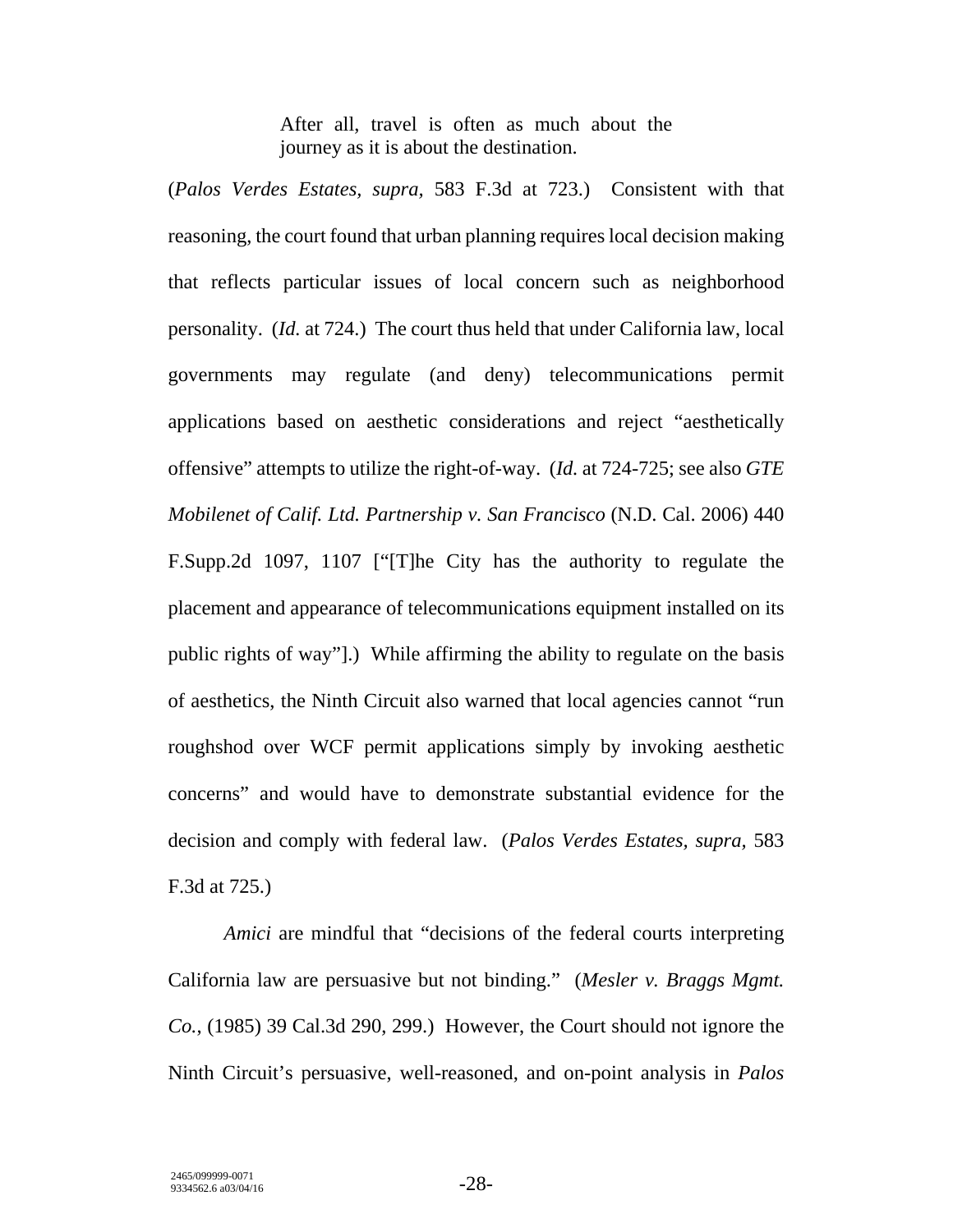> After all, travel is often as much about the journey as it is about the destination.

(*Palos Verdes Estates, supra,* 583 F.3d at 723.) Consistent with that reasoning, the court found that urban planning requires local decision making that reflects particular issues of local concern such as neighborhood personality. (*Id.* at 724.) The court thus held that under California law, local governments may regulate (and deny) telecommunications permit applications based on aesthetic considerations and reject "aesthetically offensive" attempts to utilize the right-of-way. (*Id.* at 724-725; see also *GTE Mobilenet of Calif. Ltd. Partnership v. San Francisco* (N.D. Cal. 2006) 440 F.Supp.2d 1097, 1107 ["[T]he City has the authority to regulate the placement and appearance of telecommunications equipment installed on its public rights of way"].) While affirming the ability to regulate on the basis of aesthetics, the Ninth Circuit also warned that local agencies cannot "run roughshod over WCF permit applications simply by invoking aesthetic concerns" and would have to demonstrate substantial evidence for the decision and comply with federal law. (*Palos Verdes Estates, supra,* 583 F.3d at 725.)

*Amici* are mindful that "decisions of the federal courts interpreting California law are persuasive but not binding." (*Mesler v. Braggs Mgmt. Co.*, (1985) 39 Cal.3d 290, 299.) However, the Court should not ignore the Ninth Circuit's persuasive, well-reasoned, and on-point analysis in *Palos*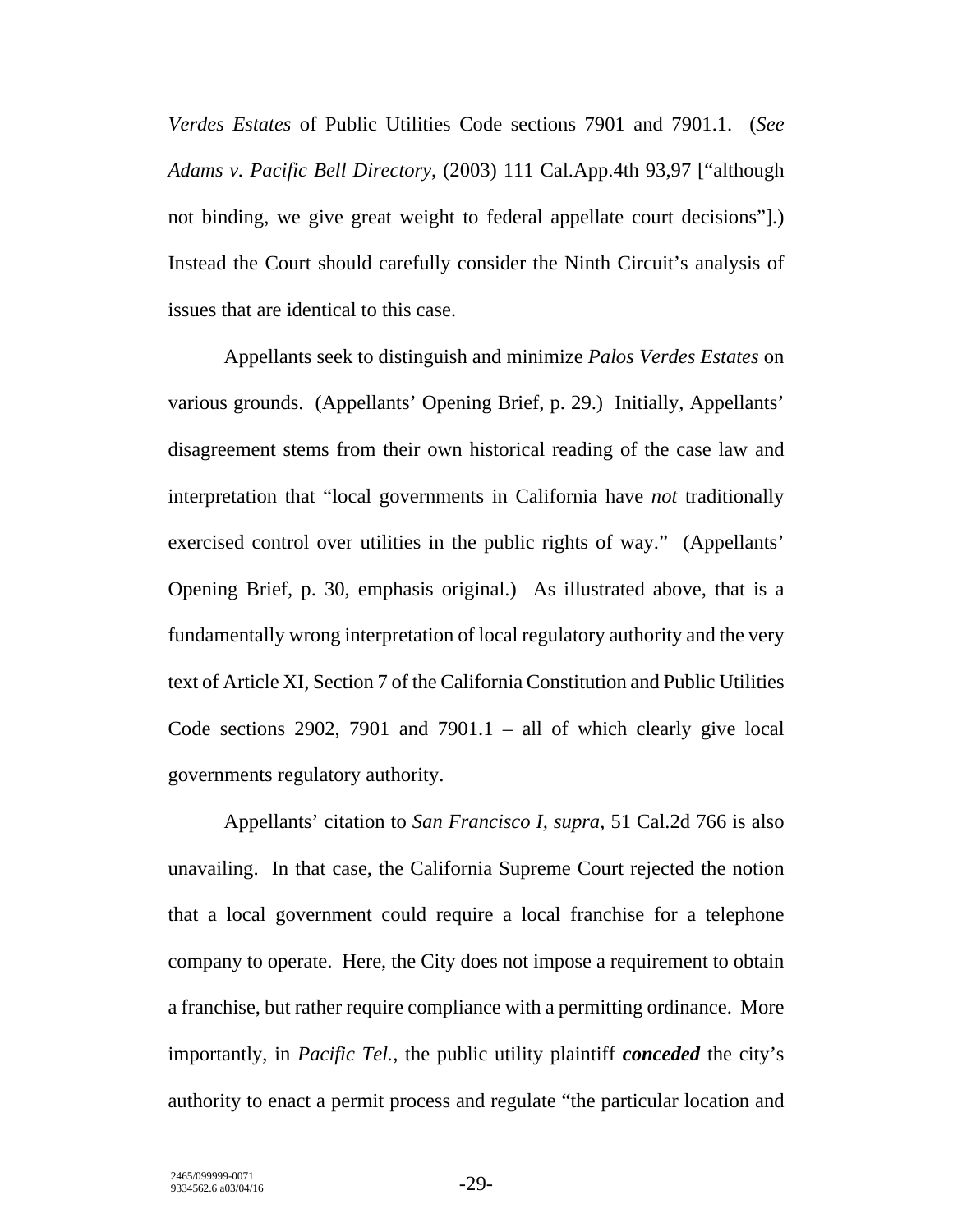*Verdes Estates* of Public Utilities Code sections 7901 and 7901.1. (*See Adams v. Pacific Bell Directory,* (2003) 111 Cal.App.4th 93,97 ["although not binding, we give great weight to federal appellate court decisions"].) Instead the Court should carefully consider the Ninth Circuit's analysis of issues that are identical to this case.

Appellants seek to distinguish and minimize *Palos Verdes Estates* on various grounds. (Appellants' Opening Brief, p. 29.) Initially, Appellants' disagreement stems from their own historical reading of the case law and interpretation that "local governments in California have *not* traditionally exercised control over utilities in the public rights of way." (Appellants' Opening Brief, p. 30, emphasis original.) As illustrated above, that is a fundamentally wrong interpretation of local regulatory authority and the very text of Article XI, Section 7 of the California Constitution and Public Utilities Code sections 2902, 7901 and 7901.1 – all of which clearly give local governments regulatory authority.

Appellants' citation to *San Francisco I, supra,* 51 Cal.2d 766 is also unavailing. In that case, the California Supreme Court rejected the notion that a local government could require a local franchise for a telephone company to operate. Here, the City does not impose a requirement to obtain a franchise, but rather require compliance with a permitting ordinance. More importantly, in *Pacific Tel.,* the public utility plaintiff ***conceded*** the city's authority to enact a permit process and regulate "the particular location and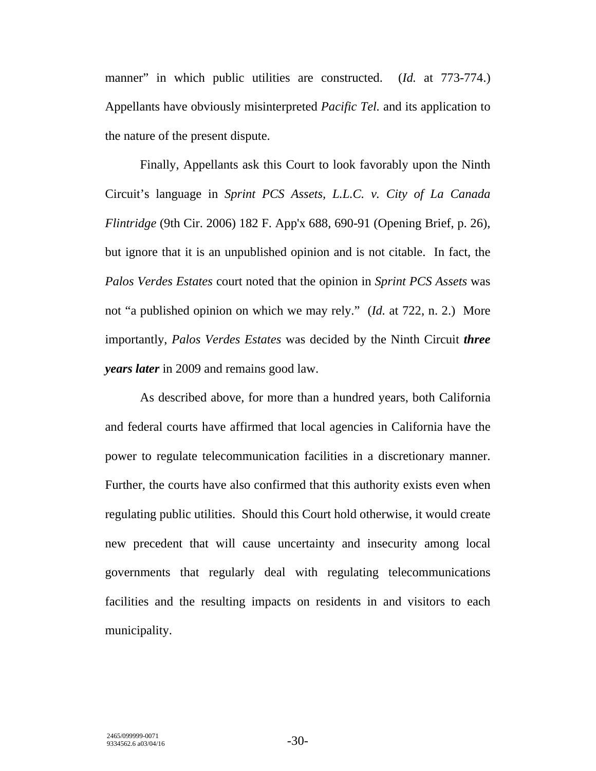manner" in which public utilities are constructed. (*Id.* at 773-774.) Appellants have obviously misinterpreted *Pacific Tel.* and its application to the nature of the present dispute.

Finally, Appellants ask this Court to look favorably upon the Ninth Circuit's language in *Sprint PCS Assets, L.L.C. v. City of La Canada Flintridge* (9th Cir. 2006) 182 F. App'x 688, 690-91 (Opening Brief, p. 26), but ignore that it is an unpublished opinion and is not citable. In fact, the *Palos Verdes Estates* court noted that the opinion in *Sprint PCS Assets* was not "a published opinion on which we may rely." (*Id.* at 722, n. 2.) More importantly, *Palos Verdes Estates* was decided by the Ninth Circuit ***three years later*** in 2009 and remains good law.

As described above, for more than a hundred years, both California and federal courts have affirmed that local agencies in California have the power to regulate telecommunication facilities in a discretionary manner. Further, the courts have also confirmed that this authority exists even when regulating public utilities. Should this Court hold otherwise, it would create new precedent that will cause uncertainty and insecurity among local governments that regularly deal with regulating telecommunications facilities and the resulting impacts on residents in and visitors to each municipality.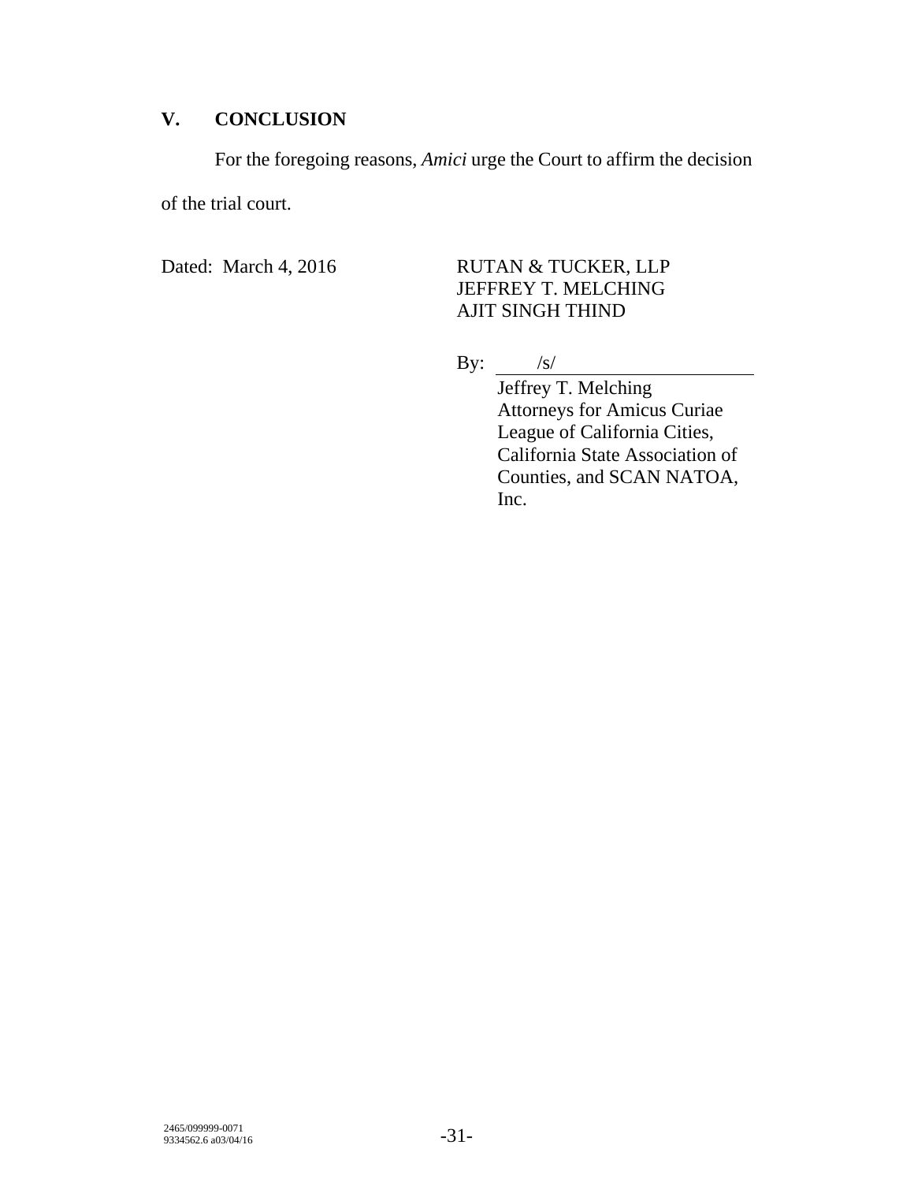## V. CONCLUSION

For the foregoing reasons, *Amici* urge the Court to affirm the decision of the trial court.

Dated: March 4, 2016

RUTAN & TUCKER, LLP
JEFFREY T. MELCHING
AJIT SINGH THIND

By: /s/

Jeffrey T. Melching
Attorneys for Amicus Curiae
League of California Cities,
California State Association of
Counties, and SCAN NATOA,
Inc.

2465/099999-0071
9334562.6 a03/04/16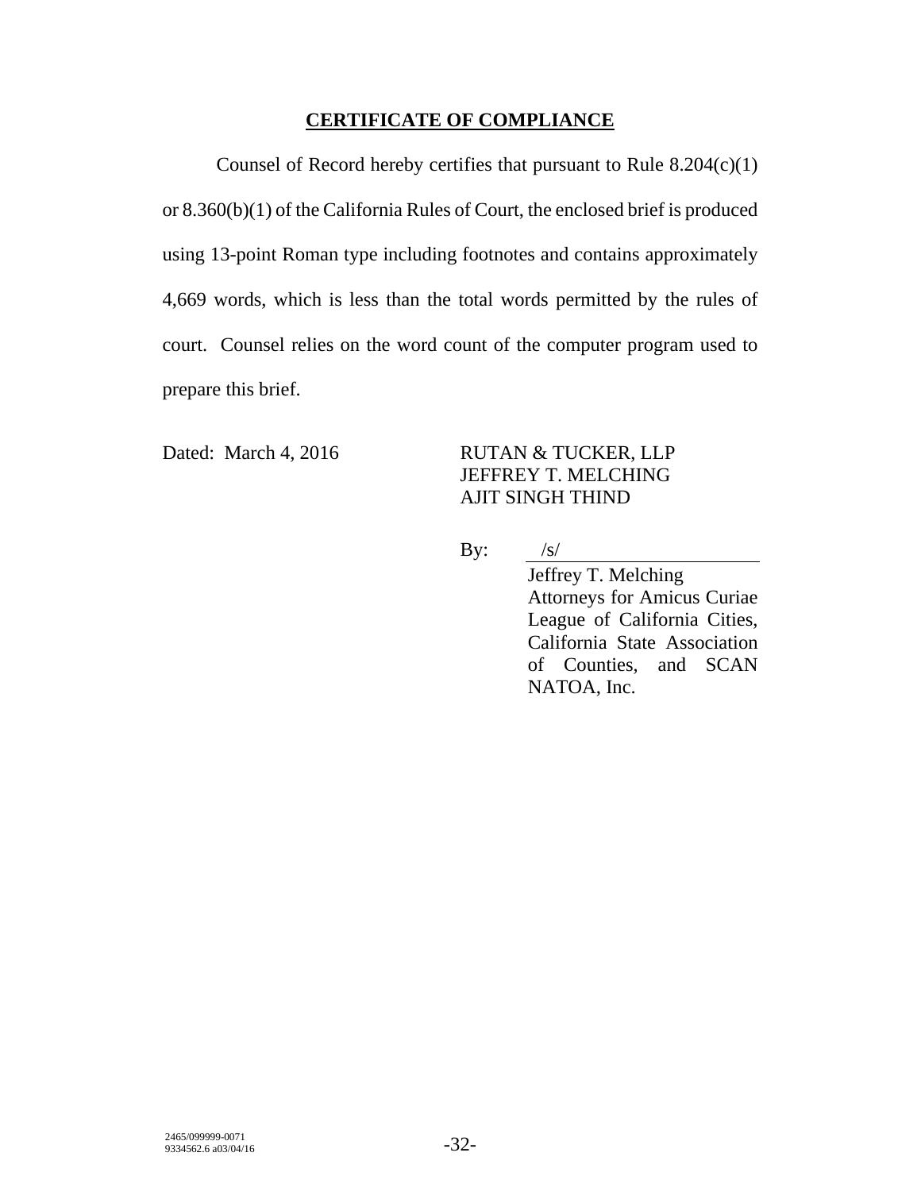## CERTIFICATE OF COMPLIANCE

Counsel of Record hereby certifies that pursuant to Rule 8.204(c)(1) or 8.360(b)(1) of the California Rules of Court, the enclosed brief is produced using 13-point Roman type including footnotes and contains approximately 4,669 words, which is less than the total words permitted by the rules of court. Counsel relies on the word count of the computer program used to prepare this brief.

Dated: March 4, 2016

RUTAN & TUCKER, LLP
JEFFREY T. MELCHING
AJIT SINGH THIND

By: /s/
Jeffrey T. Melching
Attorneys for Amicus Curiae League of California Cities, California State Association of Counties, and SCAN NATOA, Inc.

2465/099999-0071
9334562.6 a03/04/16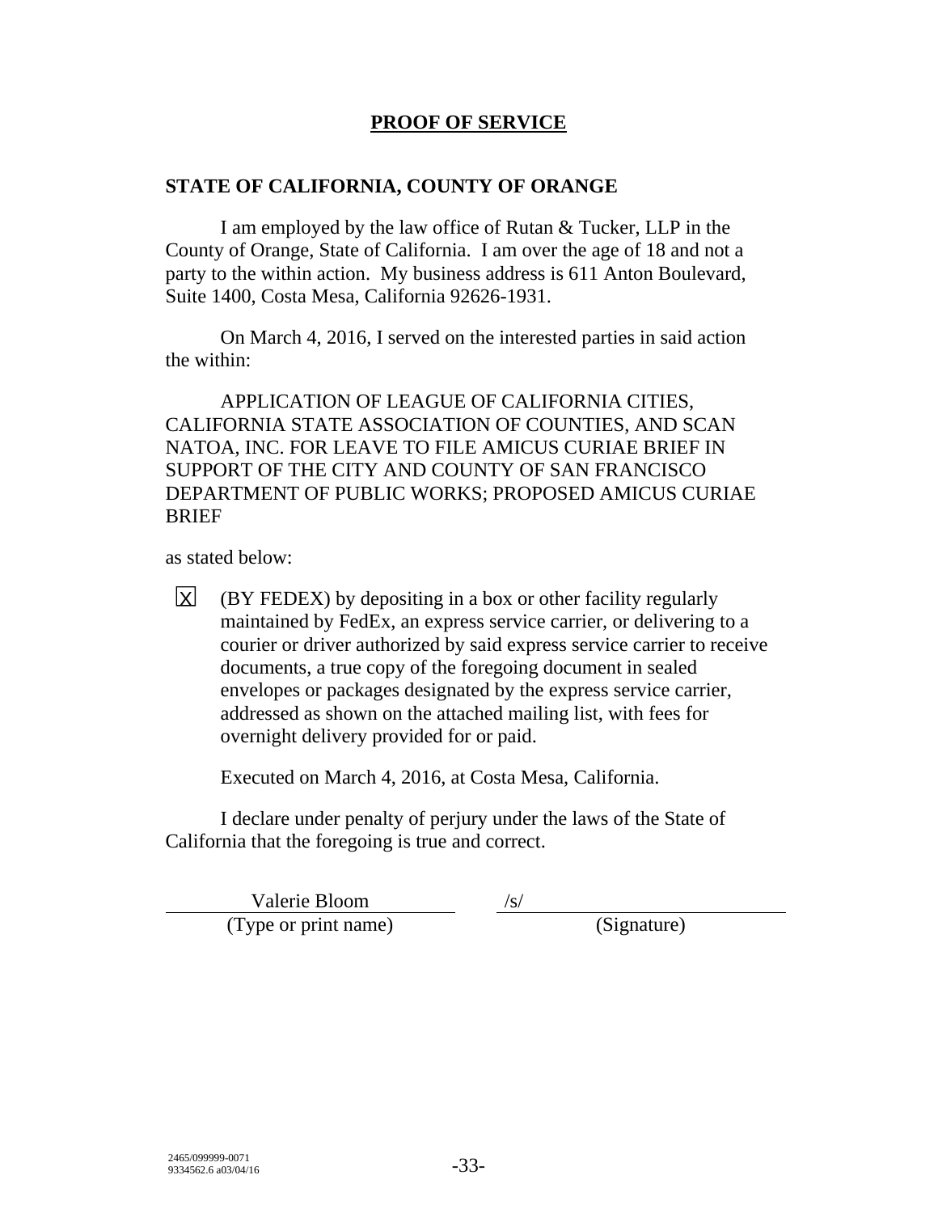# PROOF OF SERVICE

**STATE OF CALIFORNIA, COUNTY OF ORANGE**

I am employed by the law office of Rutan & Tucker, LLP in the County of Orange, State of California. I am over the age of 18 and not a party to the within action. My business address is 611 Anton Boulevard, Suite 1400, Costa Mesa, California 92626-1931.

On March 4, 2016, I served on the interested parties in said action the within:

APPLICATION OF LEAGUE OF CALIFORNIA CITIES, CALIFORNIA STATE ASSOCIATION OF COUNTIES, AND SCAN NATOA, INC. FOR LEAVE TO FILE AMICUS CURIAE BRIEF IN SUPPORT OF THE CITY AND COUNTY OF SAN FRANCISCO DEPARTMENT OF PUBLIC WORKS; PROPOSED AMICUS CURIAE BRIEF

as stated below:

☒ (BY FEDEX) by depositing in a box or other facility regularly maintained by FedEx, an express service carrier, or delivering to a courier or driver authorized by said express service carrier to receive documents, a true copy of the foregoing document in sealed envelopes or packages designated by the express service carrier, addressed as shown on the attached mailing list, with fees for overnight delivery provided for or paid.

Executed on March 4, 2016, at Costa Mesa, California.

I declare under penalty of perjury under the laws of the State of California that the foregoing is true and correct.

| Valerie Bloom | /s/ |
|---|---|
| (Type or print name) | (Signature) |

2465/099999-0071
9334562.6 a03/04/16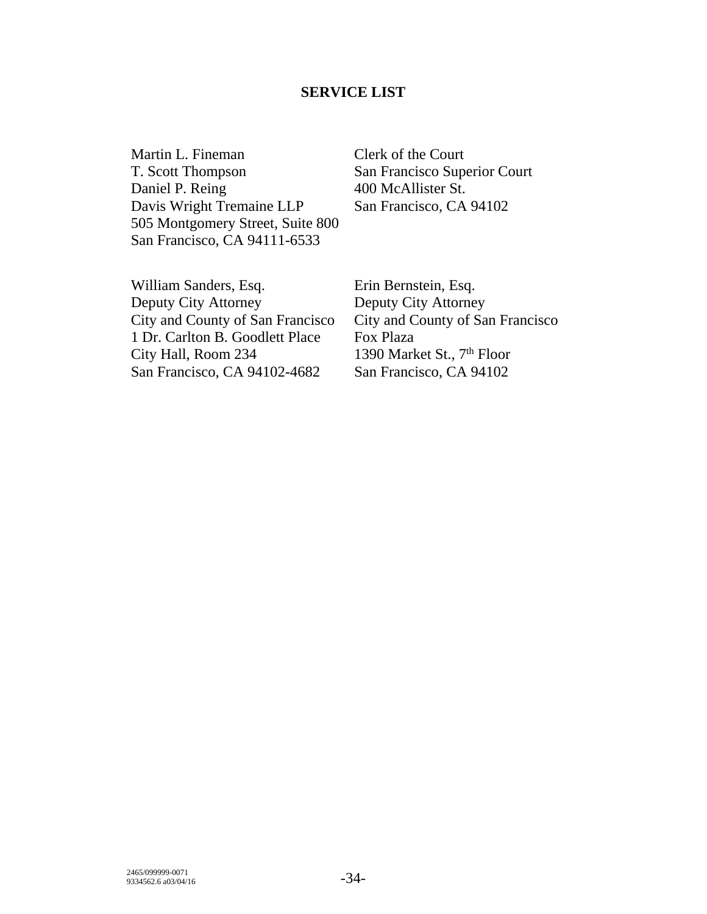**SERVICE LIST**

Martin L. Fineman
T. Scott Thompson
Daniel P. Reing
Davis Wright Tremaine LLP
505 Montgomery Street, Suite 800
San Francisco, CA 94111-6533

Clerk of the Court
San Francisco Superior Court
400 McAllister St.
San Francisco, CA 94102

William Sanders, Esq.
Deputy City Attorney
City and County of San Francisco
1 Dr. Carlton B. Goodlett Place
City Hall, Room 234
San Francisco, CA 94102-4682

Erin Bernstein, Esq.
Deputy City Attorney
City and County of San Francisco
Fox Plaza
1390 Market St., 7th Floor
San Francisco, CA 94102

2465/099999-0071
9334562.6 a03/04/16